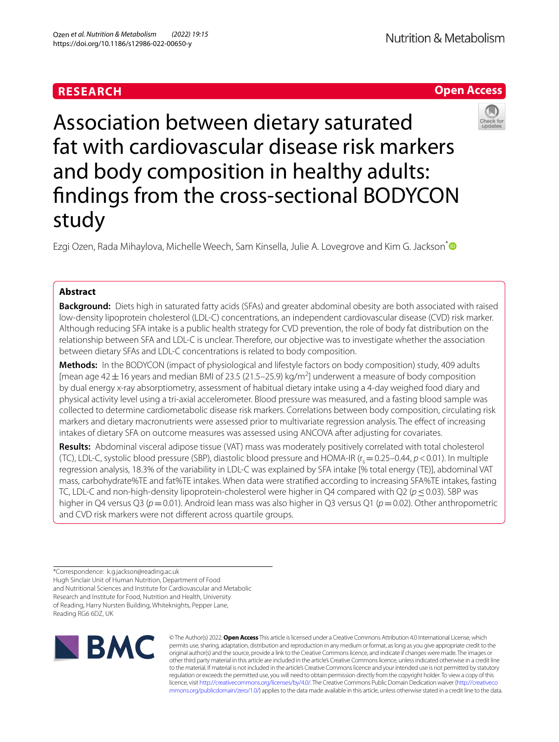RESEARCH

Open Access

# Association between dietary saturated fat with cardiovascular disease risk markers and body composition in healthy adults: findings from the cross-sectional BODYCON study

Ezgi Ozen, Rada Mihaylova, Michelle Weech, Sam Kinsella, Julie A. Lovegrove and Kim G. Jackson*

## Abstract

**Background:** Diets high in saturated fatty acids (SFAs) and greater abdominal obesity are both associated with raised low-density lipoprotein cholesterol (LDL-C) concentrations, an independent cardiovascular disease (CVD) risk marker. Although reducing SFA intake is a public health strategy for CVD prevention, the role of body fat distribution on the relationship between SFA and LDL-C is unclear. Therefore, our objective was to investigate whether the association between dietary SFAs and LDL-C concentrations is related to body composition.

**Methods:** In the BODYCON (impact of physiological and lifestyle factors on body composition) study, 409 adults [mean age 42 ± 16 years and median BMI of 23.5 (21.5–25.9) kg/m$^2$] underwent a measure of body composition by dual energy x-ray absorptiometry, assessment of habitual dietary intake using a 4-day weighed food diary and physical activity level using a tri-axial accelerometer. Blood pressure was measured, and a fasting blood sample was collected to determine cardiometabolic disease risk markers. Correlations between body composition, circulating risk markers and dietary macronutrients were assessed prior to multivariate regression analysis. The effect of increasing intakes of dietary SFA on outcome measures was assessed using ANCOVA after adjusting for covariates.

**Results:** Abdominal visceral adipose tissue (VAT) mass was moderately positively correlated with total cholesterol (TC), LDL-C, systolic blood pressure (SBP), diastolic blood pressure and HOMA-IR ($r_s = 0.25–0.44$, $p < 0.01$). In multiple regression analysis, 18.3% of the variability in LDL-C was explained by SFA intake [% total energy (TE)], abdominal VAT mass, carbohydrate%TE and fat%TE intakes. When data were stratified according to increasing SFA%TE intakes, fasting TC, LDL-C and non-high-density lipoprotein-cholesterol were higher in Q4 compared with Q2 ($p \le 0.03$). SBP was higher in Q4 versus Q3 ($p = 0.01$). Android lean mass was also higher in Q3 versus Q1 ($p = 0.02$). Other anthropometric and CVD risk markers were not different across quartile groups.

*Correspondence: k.g.jackson@reading.ac.uk
Hugh Sinclair Unit of Human Nutrition, Department of Food and Nutritional Sciences and Institute for Cardiovascular and Metabolic Research and Institute for Food, Nutrition and Health, University of Reading, Harry Nursten Building, Whiteknights, Pepper Lane, Reading RG6 6DZ, UK

© The Author(s) 2022. **Open Access** This article is licensed under a Creative Commons Attribution 4.0 International License, which permits use, sharing, adaptation, distribution and reproduction in any medium or format, as long as you give appropriate credit to the original author(s) and the source, provide a link to the Creative Commons licence, and indicate if changes were made. The images or other third party material in this article are included in the article's Creative Commons licence, unless indicated otherwise in a credit line to the material. If material is not included in the article's Creative Commons licence and your intended use is not permitted by statutory regulation or exceeds the permitted use, you will need to obtain permission directly from the copyright holder. To view a copy of this licence, visit http://creativecommons.org/licenses/by/4.0/. The Creative Commons Public Domain Dedication waiver (http://creativecommons.org/publicdomain/zero/1.0/) applies to the data made available in this article, unless otherwise stated in a credit line to the data.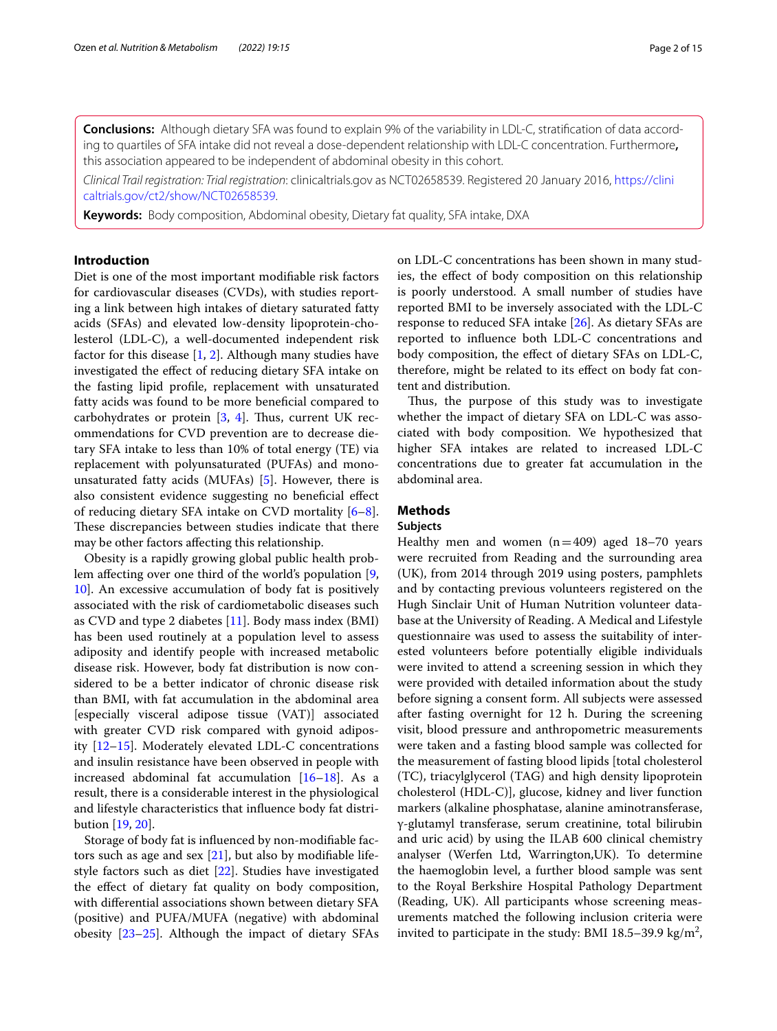**Conclusions:** Although dietary SFA was found to explain 9% of the variability in LDL-C, stratification of data according to quartiles of SFA intake did not reveal a dose-dependent relationship with LDL-C concentration. Furthermore**,** this association appeared to be independent of abdominal obesity in this cohort.

*Clinical Trail registration: Trial registration*: clinicaltrials.gov as NCT02658539. Registered 20 January 2016, https://clinicaltrials.gov/ct2/show/NCT02658539.

**Keywords:** Body composition, Abdominal obesity, Dietary fat quality, SFA intake, DXA

## Introduction

Diet is one of the most important modifiable risk factors for cardiovascular diseases (CVDs), with studies reporting a link between high intakes of dietary saturated fatty acids (SFAs) and elevated low-density lipoprotein-cholesterol (LDL-C), a well-documented independent risk factor for this disease [1, 2]. Although many studies have investigated the effect of reducing dietary SFA intake on the fasting lipid profile, replacement with unsaturated fatty acids was found to be more beneficial compared to carbohydrates or protein [3, 4]. Thus, current UK recommendations for CVD prevention are to decrease dietary SFA intake to less than 10% of total energy (TE) via replacement with polyunsaturated (PUFAs) and monounsaturated fatty acids (MUFAs) [5]. However, there is also consistent evidence suggesting no beneficial effect of reducing dietary SFA intake on CVD mortality [6–8]. These discrepancies between studies indicate that there may be other factors affecting this relationship.

Obesity is a rapidly growing global public health problem affecting over one third of the world's population [9, 10]. An excessive accumulation of body fat is positively associated with the risk of cardiometabolic diseases such as CVD and type 2 diabetes [11]. Body mass index (BMI) has been used routinely at a population level to assess adiposity and identify people with increased metabolic disease risk. However, body fat distribution is now considered to be a better indicator of chronic disease risk than BMI, with fat accumulation in the abdominal area [especially visceral adipose tissue (VAT)] associated with greater CVD risk compared with gynoid adiposity [12–15]. Moderately elevated LDL-C concentrations and insulin resistance have been observed in people with increased abdominal fat accumulation [16–18]. As a result, there is a considerable interest in the physiological and lifestyle characteristics that influence body fat distribution [19, 20].

Storage of body fat is influenced by non-modifiable factors such as age and sex [21], but also by modifiable lifestyle factors such as diet [22]. Studies have investigated the effect of dietary fat quality on body composition, with differential associations shown between dietary SFA (positive) and PUFA/MUFA (negative) with abdominal obesity [23–25]. Although the impact of dietary SFAs on LDL-C concentrations has been shown in many studies, the effect of body composition on this relationship is poorly understood. A small number of studies have reported BMI to be inversely associated with the LDL-C response to reduced SFA intake [26]. As dietary SFAs are reported to influence both LDL-C concentrations and body composition, the effect of dietary SFAs on LDL-C, therefore, might be related to its effect on body fat content and distribution.

Thus, the purpose of this study was to investigate whether the impact of dietary SFA on LDL-C was associated with body composition. We hypothesized that higher SFA intakes are related to increased LDL-C concentrations due to greater fat accumulation in the abdominal area.

## Methods

### Subjects

Healthy men and women (n = 409) aged 18–70 years were recruited from Reading and the surrounding area (UK), from 2014 through 2019 using posters, pamphlets and by contacting previous volunteers registered on the Hugh Sinclair Unit of Human Nutrition volunteer database at the University of Reading. A Medical and Lifestyle questionnaire was used to assess the suitability of interested volunteers before potentially eligible individuals were invited to attend a screening session in which they were provided with detailed information about the study before signing a consent form. All subjects were assessed after fasting overnight for 12 h. During the screening visit, blood pressure and anthropometric measurements were taken and a fasting blood sample was collected for the measurement of fasting blood lipids [total cholesterol (TC), triacylglycerol (TAG) and high density lipoprotein cholesterol (HDL-C)], glucose, kidney and liver function markers (alkaline phosphatase, alanine aminotransferase, γ-glutamyl transferase, serum creatinine, total bilirubin and uric acid) by using the ILAB 600 clinical chemistry analyser (Werfen Ltd, Warrington,UK). To determine the haemoglobin level, a further blood sample was sent to the Royal Berkshire Hospital Pathology Department (Reading, UK). All participants whose screening measurements matched the following inclusion criteria were invited to participate in the study: BMI 18.5–39.9 kg/m$^2$,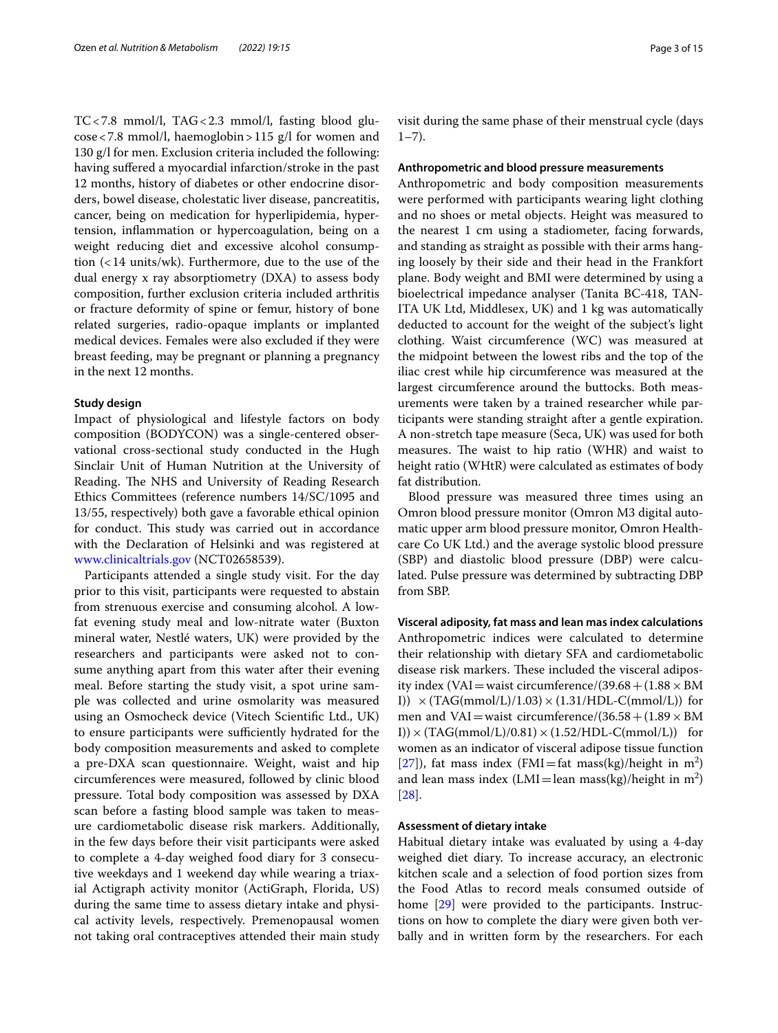TC < 7.8 mmol/l, TAG < 2.3 mmol/l, fasting blood glucose < 7.8 mmol/l, haemoglobin > 115 g/l for women and 130 g/l for men. Exclusion criteria included the following: having suffered a myocardial infarction/stroke in the past 12 months, history of diabetes or other endocrine disorders, bowel disease, cholestatic liver disease, pancreatitis, cancer, being on medication for hyperlipidemia, hypertension, inflammation or hypercoagulation, being on a weight reducing diet and excessive alcohol consumption (< 14 units/wk). Furthermore, due to the use of the dual energy x ray absorptiometry (DXA) to assess body composition, further exclusion criteria included arthritis or fracture deformity of spine or femur, history of bone related surgeries, radio-opaque implants or implanted medical devices. Females were also excluded if they were breast feeding, may be pregnant or planning a pregnancy in the next 12 months.

### Study design

Impact of physiological and lifestyle factors on body composition (BODYCON) was a single-centered observational cross-sectional study conducted in the Hugh Sinclair Unit of Human Nutrition at the University of Reading. The NHS and University of Reading Research Ethics Committees (reference numbers 14/SC/1095 and 13/55, respectively) both gave a favorable ethical opinion for conduct. This study was carried out in accordance with the Declaration of Helsinki and was registered at www.clinicaltrials.gov (NCT02658539).

Participants attended a single study visit. For the day prior to this visit, participants were requested to abstain from strenuous exercise and consuming alcohol. A low-fat evening study meal and low-nitrate water (Buxton mineral water, Nestlé waters, UK) were provided by the researchers and participants were asked not to consume anything apart from this water after their evening meal. Before starting the study visit, a spot urine sample was collected and urine osmolarity was measured using an Osmocheck device (Vitech Scientific Ltd., UK) to ensure participants were sufficiently hydrated for the body composition measurements and asked to complete a pre-DXA scan questionnaire. Weight, waist and hip circumferences were measured, followed by clinic blood pressure. Total body composition was assessed by DXA scan before a fasting blood sample was taken to measure cardiometabolic disease risk markers. Additionally, in the few days before their visit participants were asked to complete a 4-day weighed food diary for 3 consecutive weekdays and 1 weekend day while wearing a triaxial Actigraph activity monitor (ActiGraph, Florida, US) during the same time to assess dietary intake and physical activity levels, respectively. Premenopausal women not taking oral contraceptives attended their main study visit during the same phase of their menstrual cycle (days 1–7).

### Anthropometric and blood pressure measurements

Anthropometric and body composition measurements were performed with participants wearing light clothing and no shoes or metal objects. Height was measured to the nearest 1 cm using a stadiometer, facing forwards, and standing as straight as possible with their arms hanging loosely by their side and their head in the Frankfort plane. Body weight and BMI were determined by using a bioelectrical impedance analyser (Tanita BC-418, TANITA UK Ltd, Middlesex, UK) and 1 kg was automatically deducted to account for the weight of the subject's light clothing. Waist circumference (WC) was measured at the midpoint between the lowest ribs and the top of the iliac crest while hip circumference was measured at the largest circumference around the buttocks. Both measurements were taken by a trained researcher while participants were standing straight after a gentle expiration. A non-stretch tape measure (Seca, UK) was used for both measurements. The waist to hip ratio (WHR) and waist to height ratio (WHtR) were calculated as estimates of body fat distribution.

Blood pressure was measured three times using an Omron blood pressure monitor (Omron M3 digital automatic upper arm blood pressure monitor, Omron Healthcare Co UK Ltd.) and the average systolic blood pressure (SBP) and diastolic blood pressure (DBP) were calculated. Pulse pressure was determined by subtracting DBP from SBP.

### Visceral adiposity, fat mass and lean mas index calculations

Anthropometric indices were calculated to determine their relationship with dietary SFA and cardiometabolic disease risk markers. These included the visceral adiposity index (VAI = waist circumference/($39.68 + (1.88 \times$ BMI)) $\times$ (TAG(mmol/L)/1.03) $\times$ (1.31/HDL-C(mmol/L)) for men and VAI = waist circumference/($36.58 + (1.89 \times$ BMI)) $\times$ (TAG(mmol/L)/0.81) $\times$ (1.52/HDL-C(mmol/L)) for women as an indicator of visceral adipose tissue function [27]), fat mass index (FMI = fat mass(kg)/height in $m^2$) and lean mass index (LMI = lean mass(kg)/height in $m^2$) [28].

### Assessment of dietary intake

Habitual dietary intake was evaluated by using a 4-day weighed diet diary. To increase accuracy, an electronic kitchen scale and a selection of food portion sizes from the Food Atlas to record meals consumed outside of home [29] were provided to the participants. Instructions on how to complete the diary were given both verbally and in written form by the researchers. For each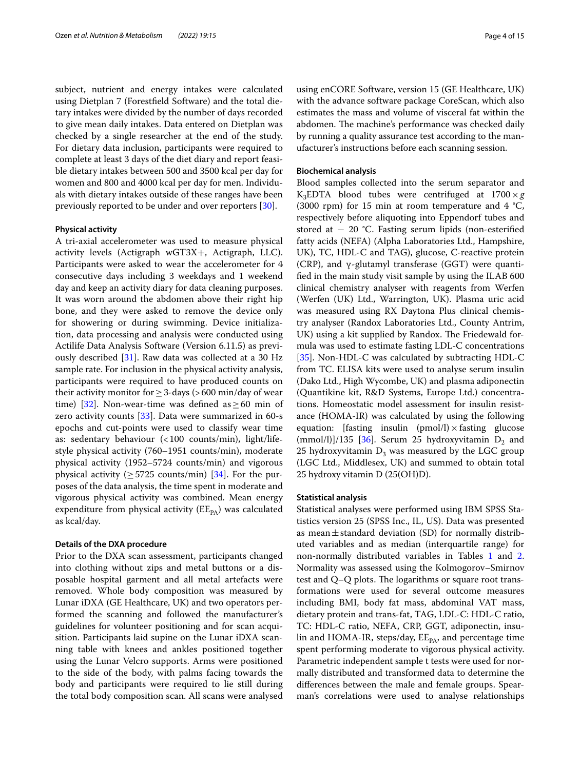subject, nutrient and energy intakes were calculated using Dietplan 7 (Forestfield Software) and the total dietary intakes were divided by the number of days recorded to give mean daily intakes. Data entered on Dietplan was checked by a single researcher at the end of the study. For dietary data inclusion, participants were required to complete at least 3 days of the diet diary and report feasible dietary intakes between 500 and 3500 kcal per day for women and 800 and 4000 kcal per day for men. Individuals with dietary intakes outside of these ranges have been previously reported to be under and over reporters [30].

#### Physical activity

A tri-axial accelerometer was used to measure physical activity levels (Actigraph wGT3X+, Actigraph, LLC). Participants were asked to wear the accelerometer for 4 consecutive days including 3 weekdays and 1 weekend day and keep an activity diary for data cleaning purposes. It was worn around the abdomen above their right hip bone, and they were asked to remove the device only for showering or during swimming. Device initialization, data processing and analysis were conducted using Actilife Data Analysis Software (Version 6.11.5) as previously described [31]. Raw data was collected at a 30 Hz sample rate. For inclusion in the physical activity analysis, participants were required to have produced counts on their activity monitor for ≥ 3-days (> 600 min/day of wear time) [32]. Non-wear-time was defined as ≥ 60 min of zero activity counts [33]. Data were summarized in 60-s epochs and cut-points were used to classify wear time as: sedentary behaviour (< 100 counts/min), light/lifestyle physical activity (760–1951 counts/min), moderate physical activity (1952–5724 counts/min) and vigorous physical activity (≥ 5725 counts/min) [34]. For the purposes of the data analysis, the time spent in moderate and vigorous physical activity was combined. Mean energy expenditure from physical activity ($EE_{PA}$) was calculated as kcal/day.

#### Details of the DXA procedure

Prior to the DXA scan assessment, participants changed into clothing without zips and metal buttons or a disposable hospital garment and all metal artefacts were removed. Whole body composition was measured by Lunar iDXA (GE Healthcare, UK) and two operators performed the scanning and followed the manufacturer's guidelines for volunteer positioning and for scan acquisition. Participants laid supine on the Lunar iDXA scanning table with knees and ankles positioned together using the Lunar Velcro supports. Arms were positioned to the side of the body, with palms facing towards the body and participants were required to lie still during the total body composition scan. All scans were analysed using enCORE Software, version 15 (GE Healthcare, UK) with the advance software package CoreScan, which also estimates the mass and volume of visceral fat within the abdomen. The machine's performance was checked daily by running a quality assurance test according to the manufacturer's instructions before each scanning session.

#### Biochemical analysis

Blood samples collected into the serum separator and $K_3EDTA$ blood tubes were centrifuged at $1700 \times g$ (3000 rpm) for 15 min at room temperature and 4 °C, respectively before aliquoting into Eppendorf tubes and stored at − 20 °C. Fasting serum lipids (non-esterified fatty acids (NEFA) (Alpha Laboratories Ltd., Hampshire, UK), TC, HDL-C and TAG), glucose, C-reactive protein (CRP), and γ-glutamyl transferase (GGT) were quantified in the main study visit sample by using the ILAB 600 clinical chemistry analyser with reagents from Werfen (Werfen (UK) Ltd., Warrington, UK). Plasma uric acid was measured using RX Daytona Plus clinical chemistry analyser (Randox Laboratories Ltd., County Antrim, UK) using a kit supplied by Randox. The Friedewald formula was used to estimate fasting LDL-C concentrations [35]. Non-HDL-C was calculated by subtracting HDL-C from TC. ELISA kits were used to analyse serum insulin (Dako Ltd., High Wycombe, UK) and plasma adiponectin (Quantikine kit, R&D Systems, Europe Ltd.) concentrations. Homeostatic model assessment for insulin resistance (HOMA-IR) was calculated by using the following equation: [fasting insulin (pmol/l) × fasting glucose (mmol/l)]/135 [36]. Serum 25 hydroxyvitamin $D_2$ and 25 hydroxyvitamin $D_3$ was measured by the LGC group (LGC Ltd., Middlesex, UK) and summed to obtain total 25 hydroxy vitamin D (25(OH)D).

#### Statistical analysis

Statistical analyses were performed using IBM SPSS Statistics version 25 (SPSS Inc., IL, US). Data was presented as mean ± standard deviation (SD) for normally distributed variables and as median (interquartile range) for non-normally distributed variables in Tables 1 and 2. Normality was assessed using the Kolmogorov–Smirnov test and Q–Q plots. The logarithms or square root transformations were used for several outcome measures including BMI, body fat mass, abdominal VAT mass, dietary protein and trans-fat, TAG, LDL-C: HDL-C ratio, TC: HDL-C ratio, NEFA, CRP, GGT, adiponectin, insulin and HOMA-IR, steps/day, $EE_{PA}$, and percentage time spent performing moderate to vigorous physical activity. Parametric independent sample t tests were used for normally distributed and transformed data to determine the differences between the male and female groups. Spearman's correlations were used to analyse relationships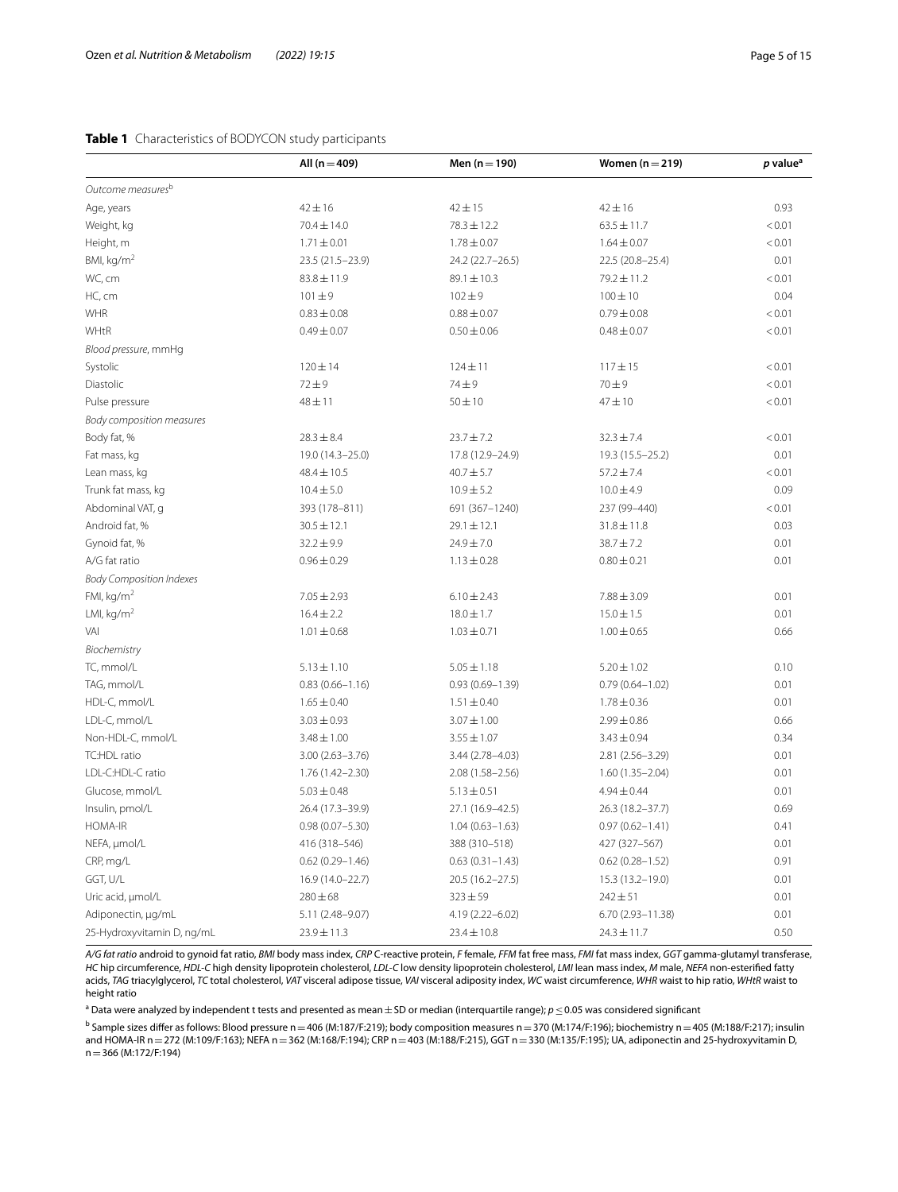**Table 1** Characteristics of BODYCON study participants

| | All (n = 409) | Men (n = 190) | Women (n = 219) | *p* value[a] |
|---|---|---|---|---|
| *Outcome measures*[b] | | | | |
| Age, years | 42 ± 16 | 42 ± 15 | 42 ± 16 | 0.93 |
| Weight, kg | 70.4 ± 14.0 | 78.3 ± 12.2 | 63.5 ± 11.7 | < 0.01 |
| Height, m | 1.71 ± 0.01 | 1.78 ± 0.07 | 1.64 ± 0.07 | < 0.01 |
| BMI, kg/m$^2$ | 23.5 (21.5–23.9) | 24.2 (22.7–26.5) | 22.5 (20.8–25.4) | 0.01 |
| WC, cm | 83.8 ± 11.9 | 89.1 ± 10.3 | 79.2 ± 11.2 | < 0.01 |
| HC, cm | 101 ± 9 | 102 ± 9 | 100 ± 10 | 0.04 |
| WHR | 0.83 ± 0.08 | 0.88 ± 0.07 | 0.79 ± 0.08 | < 0.01 |
| WHtR | 0.49 ± 0.07 | 0.50 ± 0.06 | 0.48 ± 0.07 | < 0.01 |
| *Blood pressure*, mmHg | | | | |
| Systolic | 120 ± 14 | 124 ± 11 | 117 ± 15 | < 0.01 |
| Diastolic | 72 ± 9 | 74 ± 9 | 70 ± 9 | < 0.01 |
| Pulse pressure | 48 ± 11 | 50 ± 10 | 47 ± 10 | < 0.01 |
| *Body composition measures* | | | | |
| Body fat, % | 28.3 ± 8.4 | 23.7 ± 7.2 | 32.3 ± 7.4 | < 0.01 |
| Fat mass, kg | 19.0 (14.3–25.0) | 17.8 (12.9–24.9) | 19.3 (15.5–25.2) | 0.01 |
| Lean mass, kg | 48.4 ± 10.5 | 40.7 ± 5.7 | 57.2 ± 7.4 | < 0.01 |
| Trunk fat mass, kg | 10.4 ± 5.0 | 10.9 ± 5.2 | 10.0 ± 4.9 | 0.09 |
| Abdominal VAT, g | 393 (178–811) | 691 (367–1240) | 237 (99–440) | < 0.01 |
| Android fat, % | 30.5 ± 12.1 | 29.1 ± 12.1 | 31.8 ± 11.8 | 0.03 |
| Gynoid fat, % | 32.2 ± 9.9 | 24.9 ± 7.0 | 38.7 ± 7.2 | 0.01 |
| A/G fat ratio | 0.96 ± 0.29 | 1.13 ± 0.28 | 0.80 ± 0.21 | 0.01 |
| *Body Composition Indexes* | | | | |
| FMI, kg/m$^2$ | 7.05 ± 2.93 | 6.10 ± 2.43 | 7.88 ± 3.09 | 0.01 |
| LMI, kg/m$^2$ | 16.4 ± 2.2 | 18.0 ± 1.7 | 15.0 ± 1.5 | 0.01 |
| VAI | 1.01 ± 0.68 | 1.03 ± 0.71 | 1.00 ± 0.65 | 0.66 |
| *Biochemistry* | | | | |
| TC, mmol/L | 5.13 ± 1.10 | 5.05 ± 1.18 | 5.20 ± 1.02 | 0.10 |
| TAG, mmol/L | 0.83 (0.66–1.16) | 0.93 (0.69–1.39) | 0.79 (0.64–1.02) | 0.01 |
| HDL-C, mmol/L | 1.65 ± 0.40 | 1.51 ± 0.40 | 1.78 ± 0.36 | 0.01 |
| LDL-C, mmol/L | 3.03 ± 0.93 | 3.07 ± 1.00 | 2.99 ± 0.86 | 0.66 |
| Non-HDL-C, mmol/L | 3.48 ± 1.00 | 3.55 ± 1.07 | 3.43 ± 0.94 | 0.34 |
| TC:HDL ratio | 3.00 (2.63–3.76) | 3.44 (2.78–4.03) | 2.81 (2.56–3.29) | 0.01 |
| LDL-C:HDL-C ratio | 1.76 (1.42–2.30) | 2.08 (1.58–2.56) | 1.60 (1.35–2.04) | 0.01 |
| Glucose, mmol/L | 5.03 ± 0.48 | 5.13 ± 0.51 | 4.94 ± 0.44 | 0.01 |
| Insulin, pmol/L | 26.4 (17.3–39.9) | 27.1 (16.9–42.5) | 26.3 (18.2–37.7) | 0.69 |
| HOMA-IR | 0.98 (0.07–5.30) | 1.04 (0.63–1.63) | 0.97 (0.62–1.41) | 0.41 |
| NEFA, µmol/L | 416 (318–546) | 388 (310–518) | 427 (327–567) | 0.01 |
| CRP, mg/L | 0.62 (0.29–1.46) | 0.63 (0.31–1.43) | 0.62 (0.28–1.52) | 0.91 |
| GGT, U/L | 16.9 (14.0–22.7) | 20.5 (16.2–27.5) | 15.3 (13.2–19.0) | 0.01 |
| Uric acid, µmol/L | 280 ± 68 | 323 ± 59 | 242 ± 51 | 0.01 |
| Adiponectin, µg/mL | 5.11 (2.48–9.07) | 4.19 (2.22–6.02) | 6.70 (2.93–11.38) | 0.01 |
| 25-Hydroxyvitamin D, ng/mL | 23.9 ± 11.3 | 23.4 ± 10.8 | 24.3 ± 11.7 | 0.50 |

*A/G fat ratio* android to gynoid fat ratio, *BMI* body mass index, *CRP* C-reactive protein, *F* female, *FFM* fat free mass, *FMI* fat mass index, *GGT* gamma-glutamyl transferase, *HC* hip circumference, *HDL-C* high density lipoprotein cholesterol, *LDL-C* low density lipoprotein cholesterol, *LMI* lean mass index, *M* male, *NEFA* non-esterified fatty acids, *TAG* triacylglycerol, *TC* total cholesterol, *VAT* visceral adipose tissue, *VAI* visceral adiposity index, *WC* waist circumference, *WHR* waist to hip ratio, *WHtR* waist to height ratio

[a] Data were analyzed by independent t tests and presented as mean ± SD or median (interquartile range); $p \leq 0.05$ was considered significant

[b] Sample sizes differ as follows: Blood pressure n = 406 (M:187/F:219); body composition measures n = 370 (M:174/F:196); biochemistry n = 405 (M:188/F:217); insulin and HOMA-IR n = 272 (M:109/F:163); NEFA n = 362 (M:168/F:194); CRP n = 403 (M:188/F:215), GGT n = 330 (M:135/F:195); UA, adiponectin and 25-hydroxyvitamin D, n = 366 (M:172/F:194)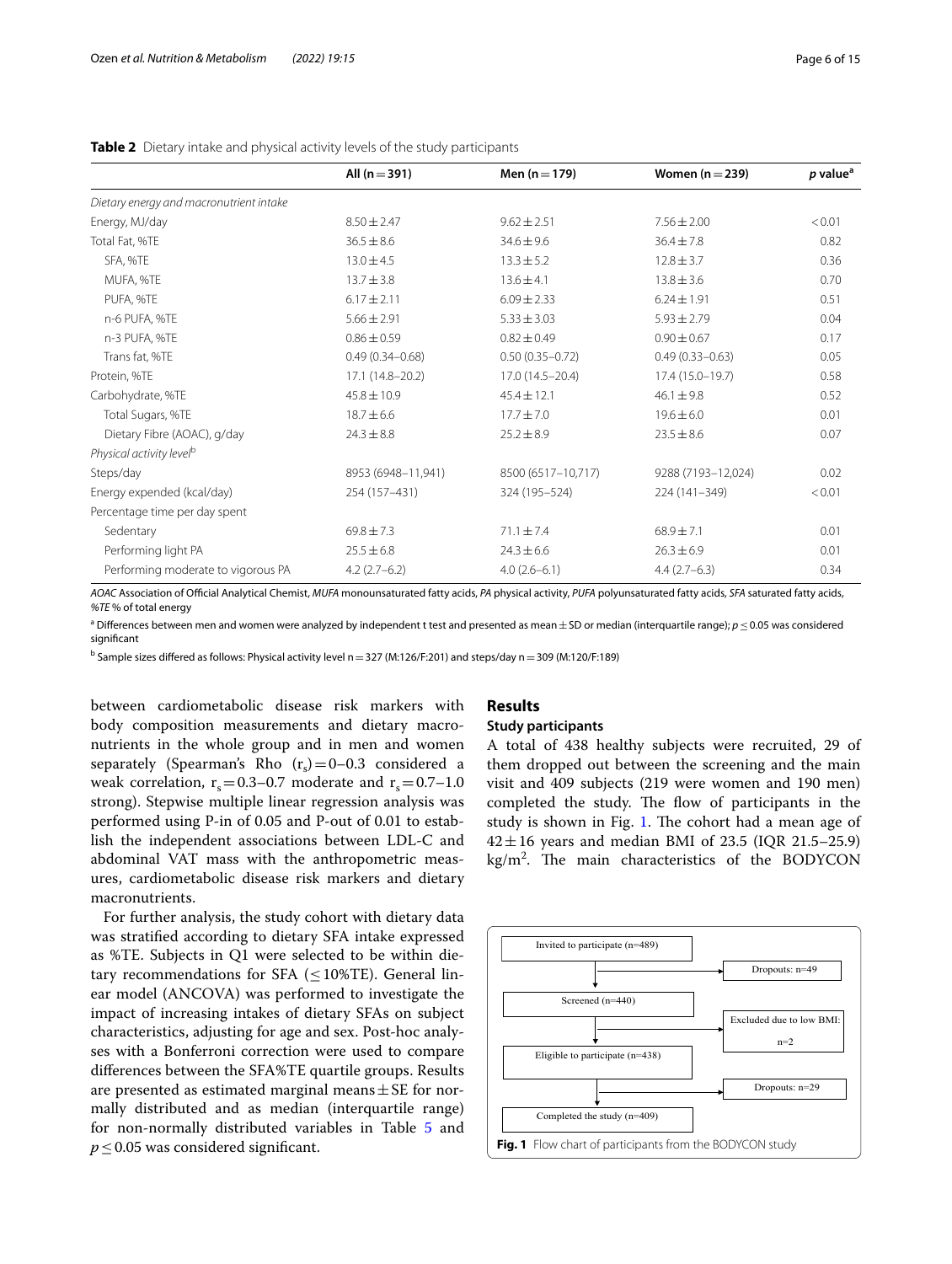**Table 2** Dietary intake and physical activity levels of the study participants

| | All (n = 391) | Men (n = 179) | Women (n = 239) | *p* value[a] |
|---|---|---|---|---|
| *Dietary energy and macronutrient intake* | | | | |
| Energy, MJ/day | 8.50 ± 2.47 | 9.62 ± 2.51 | 7.56 ± 2.00 | < 0.01 |
| Total Fat, %TE | 36.5 ± 8.6 | 34.6 ± 9.6 | 36.4 ± 7.8 | 0.82 |
| SFA, %TE | 13.0 ± 4.5 | 13.3 ± 5.2 | 12.8 ± 3.7 | 0.36 |
| MUFA, %TE | 13.7 ± 3.8 | 13.6 ± 4.1 | 13.8 ± 3.6 | 0.70 |
| PUFA, %TE | 6.17 ± 2.11 | 6.09 ± 2.33 | 6.24 ± 1.91 | 0.51 |
| n-6 PUFA, %TE | 5.66 ± 2.91 | 5.33 ± 3.03 | 5.93 ± 2.79 | 0.04 |
| n-3 PUFA, %TE | 0.86 ± 0.59 | 0.82 ± 0.49 | 0.90 ± 0.67 | 0.17 |
| Trans fat, %TE | 0.49 (0.34–0.68) | 0.50 (0.35–0.72) | 0.49 (0.33–0.63) | 0.05 |
| Protein, %TE | 17.1 (14.8–20.2) | 17.0 (14.5–20.4) | 17.4 (15.0–19.7) | 0.58 |
| Carbohydrate, %TE | 45.8 ± 10.9 | 45.4 ± 12.1 | 46.1 ± 9.8 | 0.52 |
| Total Sugars, %TE | 18.7 ± 6.6 | 17.7 ± 7.0 | 19.6 ± 6.0 | 0.01 |
| Dietary Fibre (AOAC), g/day | 24.3 ± 8.8 | 25.2 ± 8.9 | 23.5 ± 8.6 | 0.07 |
| *Physical activity level*[b] | | | | |
| Steps/day | 8953 (6948–11,941) | 8500 (6517–10,717) | 9288 (7193–12,024) | 0.02 |
| Energy expended (kcal/day) | 254 (157–431) | 324 (195–524) | 224 (141–349) | < 0.01 |
| Percentage time per day spent | | | | |
| Sedentary | 69.8 ± 7.3 | 71.1 ± 7.4 | 68.9 ± 7.1 | 0.01 |
| Performing light PA | 25.5 ± 6.8 | 24.3 ± 6.6 | 26.3 ± 6.9 | 0.01 |
| Performing moderate to vigorous PA | 4.2 (2.7–6.2) | 4.0 (2.6–6.1) | 4.4 (2.7–6.3) | 0.34 |

*AOAC* Association of Official Analytical Chemist, *MUFA* monounsaturated fatty acids, *PA* physical activity, *PUFA* polyunsaturated fatty acids, *SFA* saturated fatty acids, *%TE* % of total energy

[a] Differences between men and women were analyzed by independent t test and presented as mean ± SD or median (interquartile range); $p \leq 0.05$ was considered significant

[b] Sample sizes differed as follows: Physical activity level n = 327 (M:126/F:201) and steps/day n = 309 (M:120/F:189)

between cardiometabolic disease risk markers with body composition measurements and dietary macronutrients in the whole group and in men and women separately (Spearman's Rho ($r_s$) = 0–0.3 considered a weak correlation, $r_s$ = 0.3–0.7 moderate and $r_s$ = 0.7–1.0 strong). Stepwise multiple linear regression analysis was performed using P-in of 0.05 and P-out of 0.01 to establish the independent associations between LDL-C and abdominal VAT mass with the anthropometric measures, cardiometabolic disease risk markers and dietary macronutrients.

For further analysis, the study cohort with dietary data was stratified according to dietary SFA intake expressed as %TE. Subjects in Q1 were selected to be within dietary recommendations for SFA (≤ 10%TE). General linear model (ANCOVA) was performed to investigate the impact of increasing intakes of dietary SFAs on subject characteristics, adjusting for age and sex. Post-hoc analyses with a Bonferroni correction were used to compare differences between the SFA%TE quartile groups. Results are presented as estimated marginal means ± SE for normally distributed and as median (interquartile range) for non-normally distributed variables in Table 5 and $p \leq 0.05$ was considered significant.

## Results

### Study participants

A total of 438 healthy subjects were recruited, 29 of them dropped out between the screening and the main visit and 409 subjects (219 were women and 190 men) completed the study. The flow of participants in the study is shown in Fig. 1. The cohort had a mean age of 42 ± 16 years and median BMI of 23.5 (IQR 21.5–25.9) kg/m$^2$. The main characteristics of the BODYCON

Invited to participate (n=489) → Dropouts: n=49
Screened (n=440) → Excluded due to low BMI: n=2
Eligible to participate (n=438) → Dropouts: n=29
Completed the study (n=409)

**Fig. 1** Flow chart of participants from the BODYCON study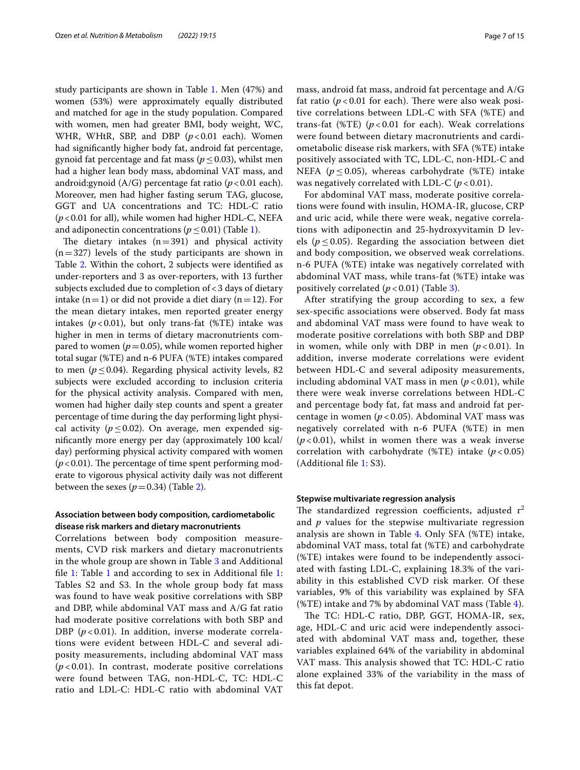study participants are shown in Table 1. Men (47%) and women (53%) were approximately equally distributed and matched for age in the study population. Compared with women, men had greater BMI, body weight, WC, WHR, WHtR, SBP, and DBP ($p<0.01$ each). Women had significantly higher body fat, android fat percentage, gynoid fat percentage and fat mass ($p \leq 0.03$), whilst men had a higher lean body mass, abdominal VAT mass, and android:gynoid (A/G) percentage fat ratio ($p<0.01$ each). Moreover, men had higher fasting serum TAG, glucose, GGT and UA concentrations and TC: HDL-C ratio ($p<0.01$ for all), while women had higher HDL-C, NEFA and adiponectin concentrations ($p \leq 0.01$) (Table 1).

The dietary intakes (n = 391) and physical activity (n = 327) levels of the study participants are shown in Table 2. Within the cohort, 2 subjects were identified as under-reporters and 3 as over-reporters, with 13 further subjects excluded due to completion of < 3 days of dietary intake (n = 1) or did not provide a diet diary (n = 12). For the mean dietary intakes, men reported greater energy intakes ($p<0.01$), but only trans-fat (%TE) intake was higher in men in terms of dietary macronutrients compared to women ($p=0.05$), while women reported higher total sugar (%TE) and n-6 PUFA (%TE) intakes compared to men ($p \leq 0.04$). Regarding physical activity levels, 82 subjects were excluded according to inclusion criteria for the physical activity analysis. Compared with men, women had higher daily step counts and spent a greater percentage of time during the day performing light physical activity ($p \leq 0.02$). On average, men expended significantly more energy per day (approximately 100 kcal/day) performing physical activity compared with women ($p<0.01$). The percentage of time spent performing moderate to vigorous physical activity daily was not different between the sexes ($p=0.34$) (Table 2).

### Association between body composition, cardiometabolic disease risk markers and dietary macronutrients

Correlations between body composition measurements, CVD risk markers and dietary macronutrients in the whole group are shown in Table 3 and Additional file 1: Table 1 and according to sex in Additional file 1: Tables S2 and S3. In the whole group body fat mass was found to have weak positive correlations with SBP and DBP, while abdominal VAT mass and A/G fat ratio had moderate positive correlations with both SBP and DBP ($p<0.01$). In addition, inverse moderate correlations were evident between HDL-C and several adiposity measurements, including abdominal VAT mass ($p<0.01$). In contrast, moderate positive correlations were found between TAG, non-HDL-C, TC: HDL-C ratio and LDL-C: HDL-C ratio with abdominal VAT mass, android fat mass, android fat percentage and A/G fat ratio ($p<0.01$ for each). There were also weak positive correlations between LDL-C with SFA (%TE) and trans-fat (%TE) ($p<0.01$ for each). Weak correlations were found between dietary macronutrients and cardiometabolic disease risk markers, with SFA (%TE) intake positively associated with TC, LDL-C, non-HDL-C and NEFA ($p \leq 0.05$), whereas carbohydrate (%TE) intake was negatively correlated with LDL-C ($p<0.01$).

For abdominal VAT mass, moderate positive correlations were found with insulin, HOMA-IR, glucose, CRP and uric acid, while there were weak, negative correlations with adiponectin and 25-hydroxyvitamin D levels ($p \leq 0.05$). Regarding the association between diet and body composition, we observed weak correlations. n-6 PUFA (%TE) intake was negatively correlated with abdominal VAT mass, while trans-fat (%TE) intake was positively correlated ($p<0.01$) (Table 3).

After stratifying the group according to sex, a few sex-specific associations were observed. Body fat mass and abdominal VAT mass were found to have weak to moderate positive correlations with both SBP and DBP in women, while only with DBP in men ($p<0.01$). In addition, inverse moderate correlations were evident between HDL-C and several adiposity measurements, including abdominal VAT mass in men ($p<0.01$), while there were weak inverse correlations between HDL-C and percentage body fat, fat mass and android fat percentage in women ($p<0.05$). Abdominal VAT mass was negatively correlated with n-6 PUFA (%TE) in men ($p<0.01$), whilst in women there was a weak inverse correlation with carbohydrate (%TE) intake ($p<0.05$) (Additional file 1: S3).

### Stepwise multivariate regression analysis

The standardized regression coefficients, adjusted $r^2$ and $p$ values for the stepwise multivariate regression analysis are shown in Table 4. Only SFA (%TE) intake, abdominal VAT mass, total fat (%TE) and carbohydrate (%TE) intakes were found to be independently associated with fasting LDL-C, explaining 18.3% of the variability in this established CVD risk marker. Of these variables, 9% of this variability was explained by SFA (%TE) intake and 7% by abdominal VAT mass (Table 4).

The TC: HDL-C ratio, DBP, GGT, HOMA-IR, sex, age, HDL-C and uric acid were independently associated with abdominal VAT mass and, together, these variables explained 64% of the variability in abdominal VAT mass. This analysis showed that TC: HDL-C ratio alone explained 33% of the variability in the mass of this fat depot.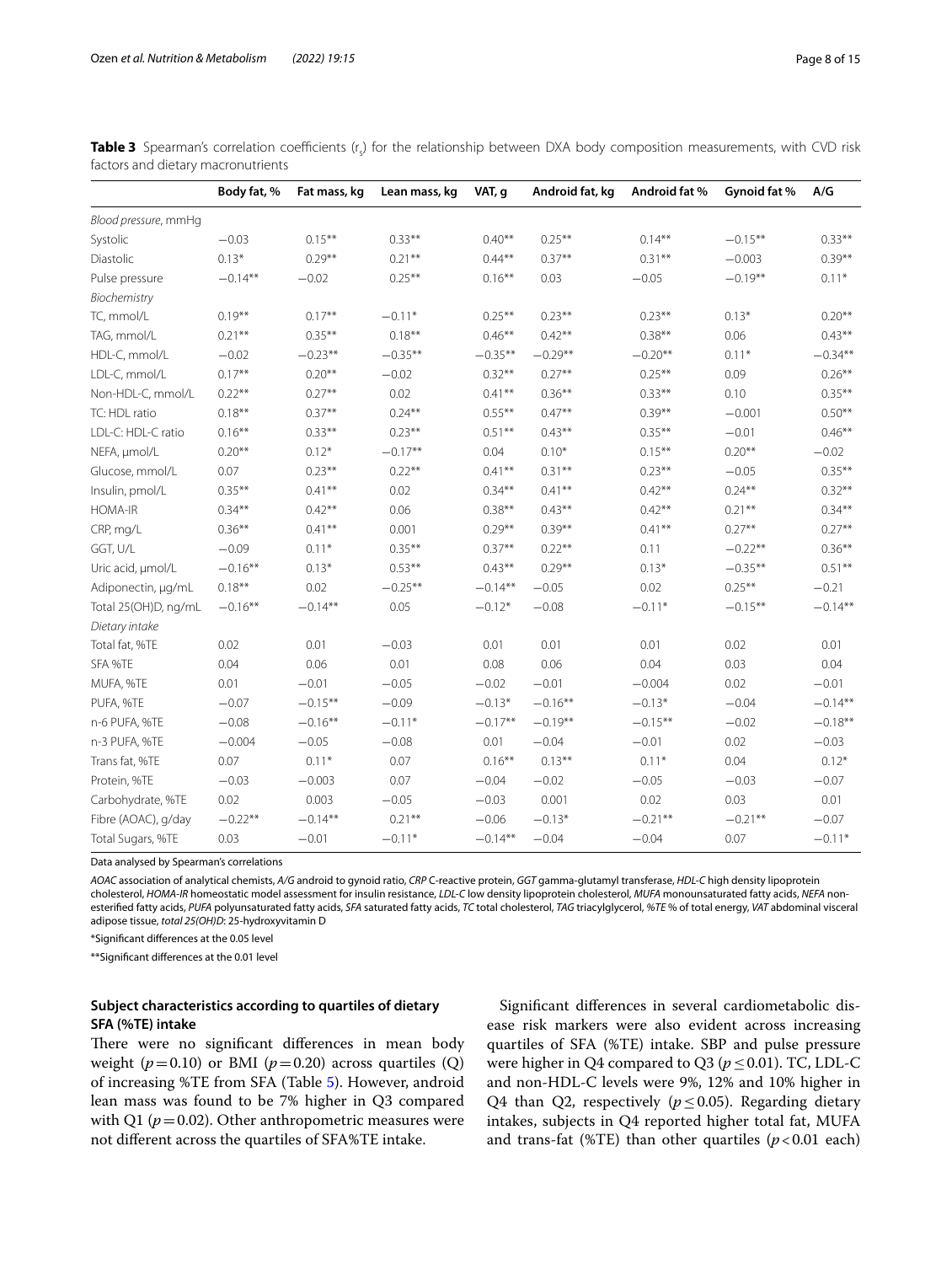**Table 3** Spearman's correlation coefficients ($r_s$) for the relationship between DXA body composition measurements, with CVD risk factors and dietary macronutrients

| | Body fat, % | Fat mass, kg | Lean mass, kg | VAT, g | Android fat, kg | Android fat % | Gynoid fat % | A/G |
|---|---|---|---|---|---|---|---|---|
| *Blood pressure, mmHg* | | | | | | | | |
| Systolic | −0.03 | 0.15** | 0.33** | 0.40** | 0.25** | 0.14** | −0.15** | 0.33** |
| Diastolic | 0.13* | 0.29** | 0.21** | 0.44** | 0.37** | 0.31** | −0.003 | 0.39** |
| Pulse pressure | −0.14** | −0.02 | 0.25** | 0.16** | 0.03 | −0.05 | −0.19** | 0.11* |
| *Biochemistry* | | | | | | | | |
| TC, mmol/L | 0.19** | 0.17** | −0.11* | 0.25** | 0.23** | 0.23** | 0.13* | 0.20** |
| TAG, mmol/L | 0.21** | 0.35** | 0.18** | 0.46** | 0.42** | 0.38** | 0.06 | 0.43** |
| HDL-C, mmol/L | −0.02 | −0.23** | −0.35** | −0.35** | −0.29** | −0.20** | 0.11* | −0.34** |
| LDL-C, mmol/L | 0.17** | 0.20** | −0.02 | 0.32** | 0.27** | 0.25** | 0.09 | 0.26** |
| Non-HDL-C, mmol/L | 0.22** | 0.27** | 0.02 | 0.41** | 0.36** | 0.33** | 0.10 | 0.35** |
| TC: HDL ratio | 0.18** | 0.37** | 0.24** | 0.55** | 0.47** | 0.39** | −0.001 | 0.50** |
| LDL-C: HDL-C ratio | 0.16** | 0.33** | 0.23** | 0.51** | 0.43** | 0.35** | −0.01 | 0.46** |
| NEFA, μmol/L | 0.20** | 0.12* | −0.17** | 0.04 | 0.10* | 0.15** | 0.20** | −0.02 |
| Glucose, mmol/L | 0.07 | 0.23** | 0.22** | 0.41** | 0.31** | 0.23** | −0.05 | 0.35** |
| Insulin, pmol/L | 0.35** | 0.41** | 0.02 | 0.34** | 0.41** | 0.42** | 0.24** | 0.32** |
| HOMA-IR | 0.34** | 0.42** | 0.06 | 0.38** | 0.43** | 0.42** | 0.21** | 0.34** |
| CRP, mg/L | 0.36** | 0.41** | 0.001 | 0.29** | 0.39** | 0.41** | 0.27** | 0.27** |
| GGT, U/L | −0.09 | 0.11* | 0.35** | 0.37** | 0.22** | 0.11 | −0.22** | 0.36** |
| Uric acid, μmol/L | −0.16** | 0.13* | 0.53** | 0.43** | 0.29** | 0.13* | −0.35** | 0.51** |
| Adiponectin, μg/mL | 0.18** | 0.02 | −0.25** | −0.14** | −0.05 | 0.02 | 0.25** | −0.21 |
| Total 25(OH)D, ng/mL | −0.16** | −0.14** | 0.05 | −0.12* | −0.08 | −0.11* | −0.15** | −0.14** |
| *Dietary intake* | | | | | | | | |
| Total fat, %TE | 0.02 | 0.01 | −0.03 | 0.01 | 0.01 | 0.01 | 0.02 | 0.01 |
| SFA %TE | 0.04 | 0.06 | 0.01 | 0.08 | 0.06 | 0.04 | 0.03 | 0.04 |
| MUFA, %TE | 0.01 | −0.01 | −0.05 | −0.02 | −0.01 | −0.004 | 0.02 | −0.01 |
| PUFA, %TE | −0.07 | −0.15** | −0.09 | −0.13* | −0.16** | −0.13* | −0.04 | −0.14** |
| n-6 PUFA, %TE | −0.08 | −0.16** | −0.11* | −0.17** | −0.19** | −0.15** | −0.02 | −0.18** |
| n-3 PUFA, %TE | −0.004 | −0.05 | −0.08 | 0.01 | −0.04 | −0.01 | 0.02 | −0.03 |
| Trans fat, %TE | 0.07 | 0.11* | 0.07 | 0.16** | 0.13** | 0.11* | 0.04 | 0.12* |
| Protein, %TE | −0.03 | −0.003 | 0.07 | −0.04 | −0.02 | −0.05 | −0.03 | −0.07 |
| Carbohydrate, %TE | 0.02 | 0.003 | −0.05 | −0.03 | 0.001 | 0.02 | 0.03 | 0.01 |
| Fibre (AOAC), g/day | −0.22** | −0.14** | 0.21** | −0.06 | −0.13* | −0.21** | −0.21** | −0.07 |
| Total Sugars, %TE | 0.03 | −0.01 | −0.11* | −0.14** | −0.04 | −0.04 | 0.07 | −0.11* |

Data analysed by Spearman's correlations

*AOAC* association of analytical chemists, *A/G* android to gynoid ratio, *CRP* C-reactive protein, *GGT* gamma-glutamyl transferase, *HDL-C* high density lipoprotein cholesterol, *HOMA-IR* homeostatic model assessment for insulin resistance, *LDL-C* low density lipoprotein cholesterol, *MUFA* monounsaturated fatty acids, *NEFA* non-esterified fatty acids, *PUFA* polyunsaturated fatty acids, *SFA* saturated fatty acids, *TC* total cholesterol, *TAG* triacylglycerol, *%TE* % of total energy, *VAT* abdominal visceral adipose tissue, *total 25(OH)D*: 25-hydroxyvitamin D

*Significant differences at the 0.05 level

**Significant differences at the 0.01 level

### Subject characteristics according to quartiles of dietary SFA (%TE) intake

There were no significant differences in mean body weight ($p=0.10$) or BMI ($p=0.20$) across quartiles (Q) of increasing %TE from SFA (Table 5). However, android lean mass was found to be 7% higher in Q3 compared with Q1 ($p=0.02$). Other anthropometric measures were not different across the quartiles of SFA%TE intake.

Significant differences in several cardiometabolic disease risk markers were also evident across increasing quartiles of SFA (%TE) intake. SBP and pulse pressure were higher in Q4 compared to Q3 ($p \leq 0.01$). TC, LDL-C and non-HDL-C levels were 9%, 12% and 10% higher in Q4 than Q2, respectively ($p \leq 0.05$). Regarding dietary intakes, subjects in Q4 reported higher total fat, MUFA and trans-fat (%TE) than other quartiles ($p < 0.01$ each)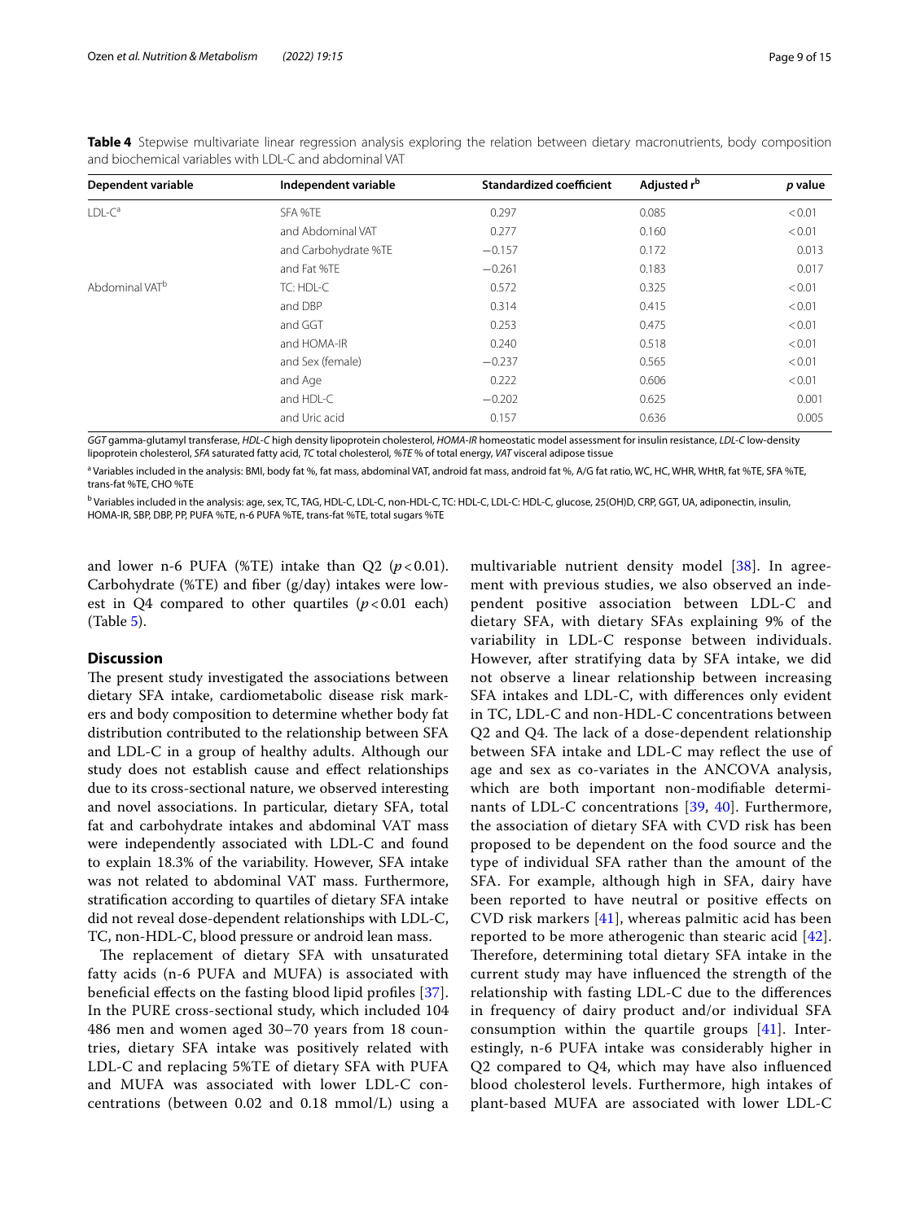**Table 4** Stepwise multivariate linear regression analysis exploring the relation between dietary macronutrients, body composition and biochemical variables with LDL-C and abdominal VAT

| Dependent variable | Independent variable | Standardized coefficient | Adjusted r[b] | *p* value |
|---|---|---|---|---|
| LDL-C[a] | SFA %TE | 0.297 | 0.085 | < 0.01 |
| | and Abdominal VAT | 0.277 | 0.160 | < 0.01 |
| | and Carbohydrate %TE | −0.157 | 0.172 | 0.013 |
| | and Fat %TE | −0.261 | 0.183 | 0.017 |
| Abdominal VAT[b] | TC: HDL-C | 0.572 | 0.325 | < 0.01 |
| | and DBP | 0.314 | 0.415 | < 0.01 |
| | and GGT | 0.253 | 0.475 | < 0.01 |
| | and HOMA-IR | 0.240 | 0.518 | < 0.01 |
| | and Sex (female) | −0.237 | 0.565 | < 0.01 |
| | and Age | 0.222 | 0.606 | < 0.01 |
| | and HDL-C | −0.202 | 0.625 | 0.001 |
| | and Uric acid | 0.157 | 0.636 | 0.005 |

*GGT* gamma-glutamyl transferase, *HDL-C* high density lipoprotein cholesterol, *HOMA-IR* homeostatic model assessment for insulin resistance, *LDL-C* low-density lipoprotein cholesterol, *SFA* saturated fatty acid, *TC* total cholesterol, *%TE* % of total energy, *VAT* visceral adipose tissue

[a] Variables included in the analysis: BMI, body fat %, fat mass, abdominal VAT, android fat mass, android fat %, A/G fat ratio, WC, HC, WHR, WHtR, fat %TE, SFA %TE, trans-fat %TE, CHO %TE

[b] Variables included in the analysis: age, sex, TC, TAG, HDL-C, LDL-C, non-HDL-C, TC: HDL-C, LDL-C: HDL-C, glucose, 25(OH)D, CRP, GGT, UA, adiponectin, insulin, HOMA-IR, SBP, DBP, PP, PUFA %TE, n-6 PUFA %TE, trans-fat %TE, total sugars %TE

and lower n-6 PUFA (%TE) intake than Q2 ($p < 0.01$). Carbohydrate (%TE) and fiber (g/day) intakes were lowest in Q4 compared to other quartiles ($p < 0.01$ each) (Table 5).

## Discussion

The present study investigated the associations between dietary SFA intake, cardiometabolic disease risk markers and body composition to determine whether body fat distribution contributed to the relationship between SFA and LDL-C in a group of healthy adults. Although our study does not establish cause and effect relationships due to its cross-sectional nature, we observed interesting and novel associations. In particular, dietary SFA, total fat and carbohydrate intakes and abdominal VAT mass were independently associated with LDL-C and found to explain 18.3% of the variability. However, SFA intake was not related to abdominal VAT mass. Furthermore, stratification according to quartiles of dietary SFA intake did not reveal dose-dependent relationships with LDL-C, TC, non-HDL-C, blood pressure or android lean mass.

The replacement of dietary SFA with unsaturated fatty acids (n-6 PUFA and MUFA) is associated with beneficial effects on the fasting blood lipid profiles [37]. In the PURE cross-sectional study, which included 104 486 men and women aged 30–70 years from 18 countries, dietary SFA intake was positively related with LDL-C and replacing 5%TE of dietary SFA with PUFA and MUFA was associated with lower LDL-C concentrations (between 0.02 and 0.18 mmol/L) using a multivariable nutrient density model [38]. In agreement with previous studies, we also observed an independent positive association between LDL-C and dietary SFA, with dietary SFAs explaining 9% of the variability in LDL-C response between individuals. However, after stratifying data by SFA intake, we did not observe a linear relationship between increasing SFA intakes and LDL-C, with differences only evident in TC, LDL-C and non-HDL-C concentrations between Q2 and Q4. The lack of a dose-dependent relationship between SFA intake and LDL-C may reflect the use of age and sex as co-variates in the ANCOVA analysis, which are both important non-modifiable determinants of LDL-C concentrations [39, 40]. Furthermore, the association of dietary SFA with CVD risk has been proposed to be dependent on the food source and the type of individual SFA rather than the amount of the SFA. For example, although high in SFA, dairy have been reported to have neutral or positive effects on CVD risk markers [41], whereas palmitic acid has been reported to be more atherogenic than stearic acid [42]. Therefore, determining total dietary SFA intake in the current study may have influenced the strength of the relationship with fasting LDL-C due to the differences in frequency of dairy product and/or individual SFA consumption within the quartile groups [41]. Interestingly, n-6 PUFA intake was considerably higher in Q2 compared to Q4, which may have also influenced blood cholesterol levels. Furthermore, high intakes of plant-based MUFA are associated with lower LDL-C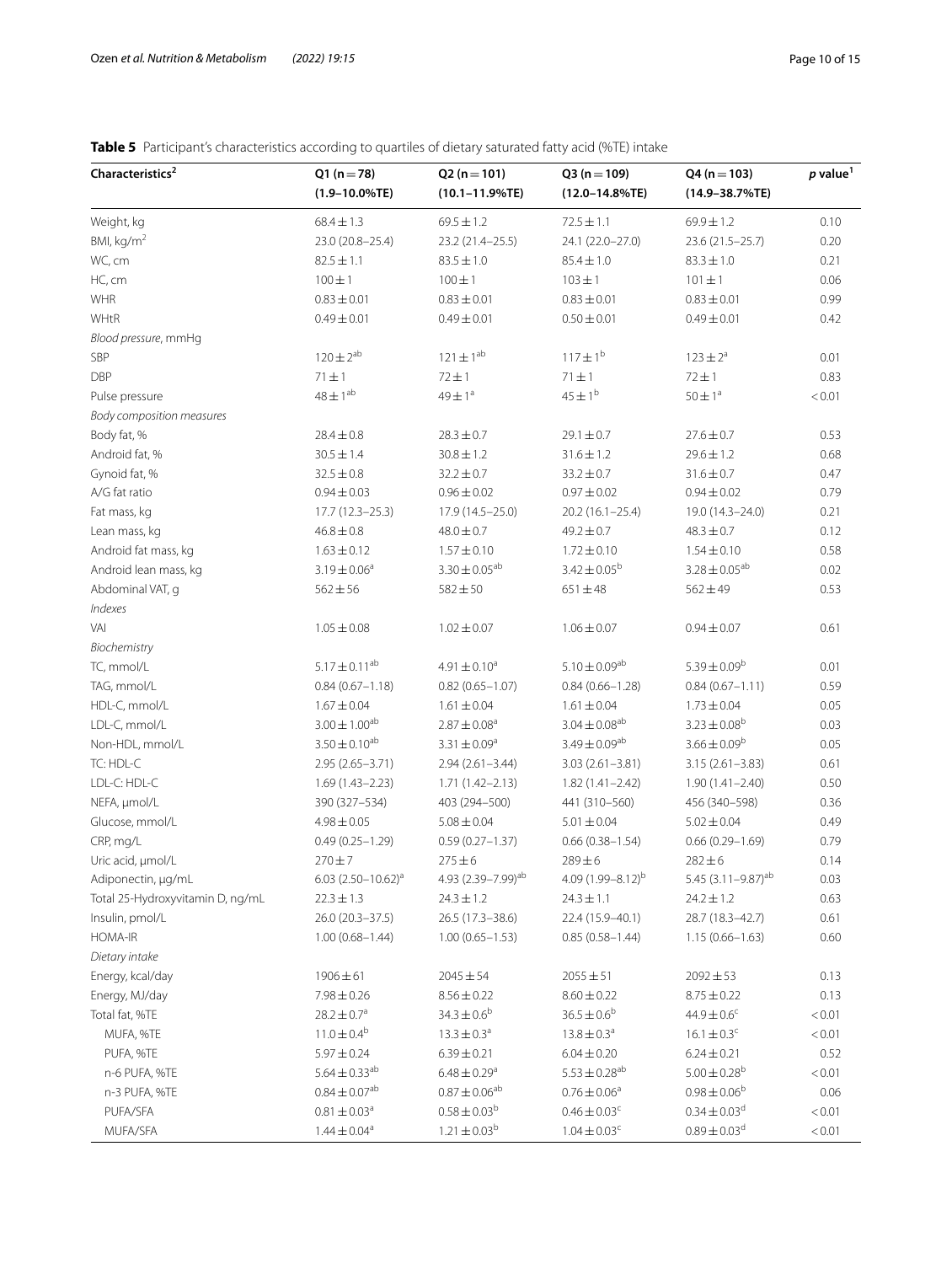**Table 5** Participant's characteristics according to quartiles of dietary saturated fatty acid (%TE) intake

| Characteristics[2] | Q1 (n = 78) (1.9–10.0%TE) | Q2 (n = 101) (10.1–11.9%TE) | Q3 (n = 109) (12.0–14.8%TE) | Q4 (n = 103) (14.9–38.7%TE) | *p* value[1] |
|---|---|---|---|---|---|
| Weight, kg | 68.4 ± 1.3 | 69.5 ± 1.2 | 72.5 ± 1.1 | 69.9 ± 1.2 | 0.10 |
| BMI, kg/m$^2$ | 23.0 (20.8–25.4) | 23.2 (21.4–25.5) | 24.1 (22.0–27.0) | 23.6 (21.5–25.7) | 0.20 |
| WC, cm | 82.5 ± 1.1 | 83.5 ± 1.0 | 85.4 ± 1.0 | 83.3 ± 1.0 | 0.21 |
| HC, cm | 100 ± 1 | 100 ± 1 | 103 ± 1 | 101 ± 1 | 0.06 |
| WHR | 0.83 ± 0.01 | 0.83 ± 0.01 | 0.83 ± 0.01 | 0.83 ± 0.01 | 0.99 |
| WHtR | 0.49 ± 0.01 | 0.49 ± 0.01 | 0.50 ± 0.01 | 0.49 ± 0.01 | 0.42 |
| *Blood pressure*, mmHg | | | | | |
| SBP | 120 ± 2$^{ab}$ | 121 ± 1$^{ab}$ | 117 ± 1$^{b}$ | 123 ± 2$^{a}$ | 0.01 |
| DBP | 71 ± 1 | 72 ± 1 | 71 ± 1 | 72 ± 1 | 0.83 |
| Pulse pressure | 48 ± 1$^{ab}$ | 49 ± 1$^{a}$ | 45 ± 1$^{b}$ | 50 ± 1$^{a}$ | < 0.01 |
| *Body composition measures* | | | | | |
| Body fat, % | 28.4 ± 0.8 | 28.3 ± 0.7 | 29.1 ± 0.7 | 27.6 ± 0.7 | 0.53 |
| Android fat, % | 30.5 ± 1.4 | 30.8 ± 1.2 | 31.6 ± 1.2 | 29.6 ± 1.2 | 0.68 |
| Gynoid fat, % | 32.5 ± 0.8 | 32.2 ± 0.7 | 33.2 ± 0.7 | 31.6 ± 0.7 | 0.47 |
| A/G fat ratio | 0.94 ± 0.03 | 0.96 ± 0.02 | 0.97 ± 0.02 | 0.94 ± 0.02 | 0.79 |
| Fat mass, kg | 17.7 (12.3–25.3) | 17.9 (14.5–25.0) | 20.2 (16.1–25.4) | 19.0 (14.3–24.0) | 0.21 |
| Lean mass, kg | 46.8 ± 0.8 | 48.0 ± 0.7 | 49.2 ± 0.7 | 48.3 ± 0.7 | 0.12 |
| Android fat mass, kg | 1.63 ± 0.12 | 1.57 ± 0.10 | 1.72 ± 0.10 | 1.54 ± 0.10 | 0.58 |
| Android lean mass, kg | 3.19 ± 0.06$^{a}$ | 3.30 ± 0.05$^{ab}$ | 3.42 ± 0.05$^{b}$ | 3.28 ± 0.05$^{ab}$ | 0.02 |
| Abdominal VAT, g | 562 ± 56 | 582 ± 50 | 651 ± 48 | 562 ± 49 | 0.53 |
| *Indexes* | | | | | |
| VAI | 1.05 ± 0.08 | 1.02 ± 0.07 | 1.06 ± 0.07 | 0.94 ± 0.07 | 0.61 |
| *Biochemistry* | | | | | |
| TC, mmol/L | 5.17 ± 0.11$^{ab}$ | 4.91 ± 0.10$^{a}$ | 5.10 ± 0.09$^{ab}$ | 5.39 ± 0.09$^{b}$ | 0.01 |
| TAG, mmol/L | 0.84 (0.67–1.18) | 0.82 (0.65–1.07) | 0.84 (0.66–1.28) | 0.84 (0.67–1.11) | 0.59 |
| HDL-C, mmol/L | 1.67 ± 0.04 | 1.61 ± 0.04 | 1.61 ± 0.04 | 1.73 ± 0.04 | 0.05 |
| LDL-C, mmol/L | 3.00 ± 1.00$^{ab}$ | 2.87 ± 0.08$^{a}$ | 3.04 ± 0.08$^{ab}$ | 3.23 ± 0.08$^{b}$ | 0.03 |
| Non-HDL, mmol/L | 3.50 ± 0.10$^{ab}$ | 3.31 ± 0.09$^{a}$ | 3.49 ± 0.09$^{ab}$ | 3.66 ± 0.09$^{b}$ | 0.05 |
| TC: HDL-C | 2.95 (2.65–3.71) | 2.94 (2.61–3.44) | 3.03 (2.61–3.81) | 3.15 (2.61–3.83) | 0.61 |
| LDL-C: HDL-C | 1.69 (1.43–2.23) | 1.71 (1.42–2.13) | 1.82 (1.41–2.42) | 1.90 (1.41–2.40) | 0.50 |
| NEFA, µmol/L | 390 (327–534) | 403 (294–500) | 441 (310–560) | 456 (340–598) | 0.36 |
| Glucose, mmol/L | 4.98 ± 0.05 | 5.08 ± 0.04 | 5.01 ± 0.04 | 5.02 ± 0.04 | 0.49 |
| CRP, mg/L | 0.49 (0.25–1.29) | 0.59 (0.27–1.37) | 0.66 (0.38–1.54) | 0.66 (0.29–1.69) | 0.79 |
| Uric acid, µmol/L | 270 ± 7 | 275 ± 6 | 289 ± 6 | 282 ± 6 | 0.14 |
| Adiponectin, µg/mL | 6.03 (2.50–10.62)$^{a}$ | 4.93 (2.39–7.99)$^{ab}$ | 4.09 (1.99–8.12)$^{b}$ | 5.45 (3.11–9.87)$^{ab}$ | 0.03 |
| Total 25-Hydroxyvitamin D, ng/mL | 22.3 ± 1.3 | 24.3 ± 1.2 | 24.3 ± 1.1 | 24.2 ± 1.2 | 0.63 |
| Insulin, pmol/L | 26.0 (20.3–37.5) | 26.5 (17.3–38.6) | 22.4 (15.9–40.1) | 28.7 (18.3–42.7) | 0.61 |
| HOMA-IR | 1.00 (0.68–1.44) | 1.00 (0.65–1.53) | 0.85 (0.58–1.44) | 1.15 (0.66–1.63) | 0.60 |
| *Dietary intake* | | | | | |
| Energy, kcal/day | 1906 ± 61 | 2045 ± 54 | 2055 ± 51 | 2092 ± 53 | 0.13 |
| Energy, MJ/day | 7.98 ± 0.26 | 8.56 ± 0.22 | 8.60 ± 0.22 | 8.75 ± 0.22 | 0.13 |
| Total fat, %TE | 28.2 ± 0.7$^{a}$ | 34.3 ± 0.6$^{b}$ | 36.5 ± 0.6$^{b}$ | 44.9 ± 0.6$^{c}$ | < 0.01 |
| MUFA, %TE | 11.0 ± 0.4$^{b}$ | 13.3 ± 0.3$^{a}$ | 13.8 ± 0.3$^{a}$ | 16.1 ± 0.3$^{c}$ | < 0.01 |
| PUFA, %TE | 5.97 ± 0.24 | 6.39 ± 0.21 | 6.04 ± 0.20 | 6.24 ± 0.21 | 0.52 |
| n-6 PUFA, %TE | 5.64 ± 0.33$^{ab}$ | 6.48 ± 0.29$^{a}$ | 5.53 ± 0.28$^{ab}$ | 5.00 ± 0.28$^{b}$ | < 0.01 |
| n-3 PUFA, %TE | 0.84 ± 0.07$^{ab}$ | 0.87 ± 0.06$^{ab}$ | 0.76 ± 0.06$^{a}$ | 0.98 ± 0.06$^{b}$ | 0.06 |
| PUFA/SFA | 0.81 ± 0.03$^{a}$ | 0.58 ± 0.03$^{b}$ | 0.46 ± 0.03$^{c}$ | 0.34 ± 0.03$^{d}$ | < 0.01 |
| MUFA/SFA | 1.44 ± 0.04$^{a}$ | 1.21 ± 0.03$^{b}$ | 1.04 ± 0.03$^{c}$ | 0.89 ± 0.03$^{d}$ | < 0.01 |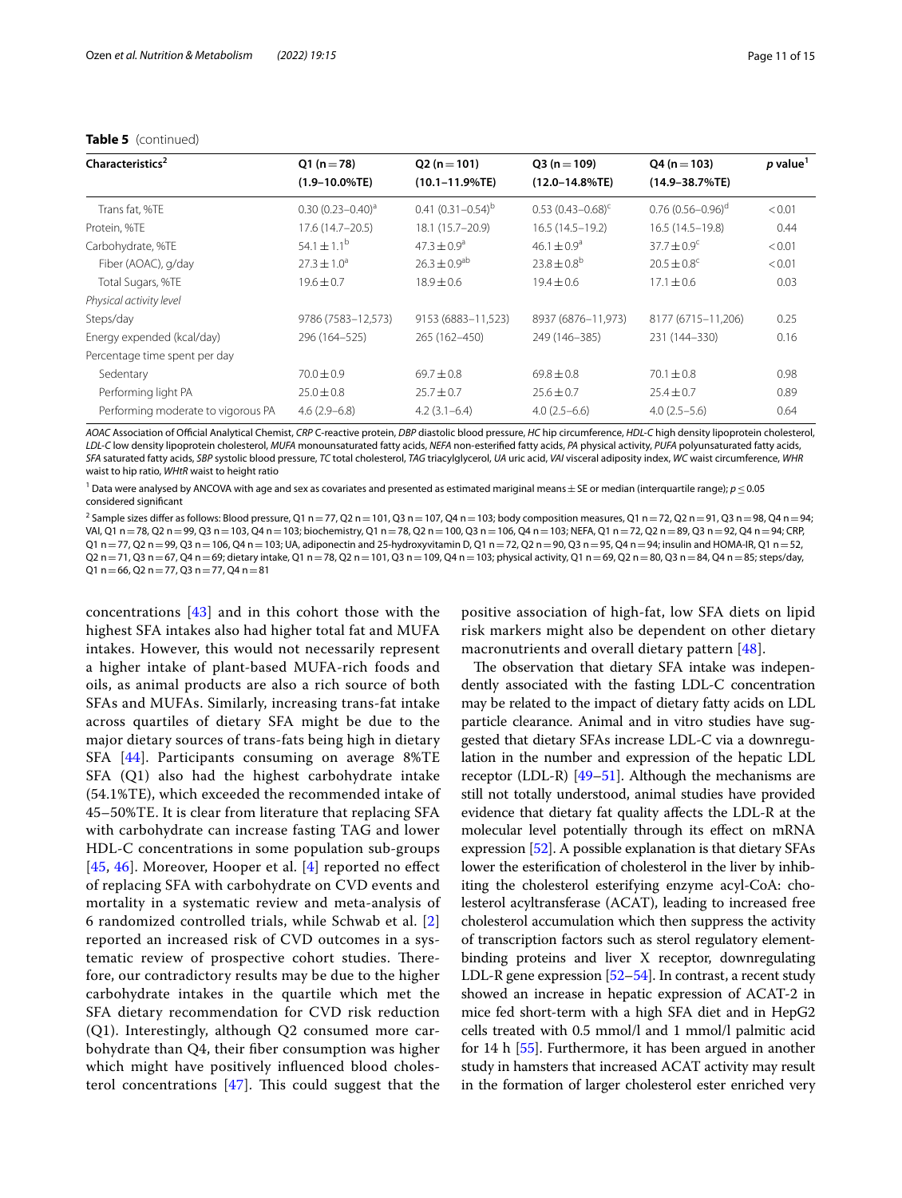**Table 5** (continued)

| Characteristics[2] | Q1 (n = 78) (1.9–10.0%TE) | Q2 (n = 101) (10.1–11.9%TE) | Q3 (n = 109) (12.0–14.8%TE) | Q4 (n = 103) (14.9–38.7%TE) | *p* value[1] |
|---|---|---|---|---|---|
| Trans fat, %TE | 0.30 (0.23–0.40)[a] | 0.41 (0.31–0.54)[b] | 0.53 (0.43–0.68)[c] | 0.76 (0.56–0.96)[d] | < 0.01 |
| Protein, %TE | 17.6 (14.7–20.5) | 18.1 (15.7–20.9) | 16.5 (14.5–19.2) | 16.5 (14.5–19.8) | 0.44 |
| Carbohydrate, %TE | 54.1 ± 1.1[b] | 47.3 ± 0.9[a] | 46.1 ± 0.9[a] | 37.7 ± 0.9[c] | < 0.01 |
| Fiber (AOAC), g/day | 27.3 ± 1.0[a] | 26.3 ± 0.9[ab] | 23.8 ± 0.8[b] | 20.5 ± 0.8[c] | < 0.01 |
| Total Sugars, %TE | 19.6 ± 0.7 | 18.9 ± 0.6 | 19.4 ± 0.6 | 17.1 ± 0.6 | 0.03 |
| *Physical activity level* | | | | | |
| Steps/day | 9786 (7583–12,573) | 9153 (6883–11,523) | 8937 (6876–11,973) | 8177 (6715–11,206) | 0.25 |
| Energy expended (kcal/day) | 296 (164–525) | 265 (162–450) | 249 (146–385) | 231 (144–330) | 0.16 |
| Percentage time spent per day | | | | | |
| Sedentary | 70.0 ± 0.9 | 69.7 ± 0.8 | 69.8 ± 0.8 | 70.1 ± 0.8 | 0.98 |
| Performing light PA | 25.0 ± 0.8 | 25.7 ± 0.7 | 25.6 ± 0.7 | 25.4 ± 0.7 | 0.89 |
| Performing moderate to vigorous PA | 4.6 (2.9–6.8) | 4.2 (3.1–6.4) | 4.0 (2.5–6.6) | 4.0 (2.5–5.6) | 0.64 |

*AOAC* Association of Official Analytical Chemist, *CRP* C-reactive protein, *DBP* diastolic blood pressure, *HC* hip circumference, *HDL-C* high density lipoprotein cholesterol, *LDL-C* low density lipoprotein cholesterol, *MUFA* monounsaturated fatty acids, *NEFA* non-esterified fatty acids, *PA* physical activity, *PUFA* polyunsaturated fatty acids, *SFA* saturated fatty acids, *SBP* systolic blood pressure, *TC* total cholesterol, *TAG* triacylglycerol, *UA* uric acid, *VAI* visceral adiposity index, *WC* waist circumference, *WHR* waist to hip ratio, *WHtR* waist to height ratio

[1] Data were analysed by ANCOVA with age and sex as covariates and presented as estimated mariginal means ± SE or median (interquartile range); $p \leq 0.05$ considered significant

[2] Sample sizes differ as follows: Blood pressure, Q1 n = 77, Q2 n = 101, Q3 n = 107, Q4 n = 103; body composition measures, Q1 n = 72, Q2 n = 91, Q3 n = 98, Q4 n = 94; VAI, Q1 n = 78, Q2 n = 99, Q3 n = 103, Q4 n = 103; biochemistry, Q1 n = 78, Q2 n = 100, Q3 n = 106, Q4 n = 103; NEFA, Q1 n = 72, Q2 n = 89, Q3 n = 92, Q4 n = 94; CRP, Q1 n = 77, Q2 n = 99, Q3 n = 106, Q4 n = 103; UA, adiponectin and 25-hydroxyvitamin D, Q1 n = 72, Q2 n = 90, Q3 n = 95, Q4 n = 94; insulin and HOMA-IR, Q1 n = 52, Q2 n = 71, Q3 n = 67, Q4 n = 69; dietary intake, Q1 n = 78, Q2 n = 101, Q3 n = 109, Q4 n = 103; physical activity, Q1 n = 69, Q2 n = 80, Q3 n = 84, Q4 n = 85; steps/day, Q1 n = 66, Q2 n = 77, Q3 n = 77, Q4 n = 81

concentrations [43] and in this cohort those with the highest SFA intakes also had higher total fat and MUFA intakes. However, this would not necessarily represent a higher intake of plant-based MUFA-rich foods and oils, as animal products are also a rich source of both SFAs and MUFAs. Similarly, increasing trans-fat intake across quartiles of dietary SFA might be due to the major dietary sources of trans-fats being high in dietary SFA [44]. Participants consuming on average 8%TE SFA (Q1) also had the highest carbohydrate intake (54.1%TE), which exceeded the recommended intake of 45–50%TE. It is clear from literature that replacing SFA with carbohydrate can increase fasting TAG and lower HDL-C concentrations in some population sub-groups [45, 46]. Moreover, Hooper et al. [4] reported no effect of replacing SFA with carbohydrate on CVD events and mortality in a systematic review and meta-analysis of 6 randomized controlled trials, while Schwab et al. [2] reported an increased risk of CVD outcomes in a systematic review of prospective cohort studies. Therefore, our contradictory results may be due to the higher carbohydrate intakes in the quartile which met the SFA dietary recommendation for CVD risk reduction (Q1). Interestingly, although Q2 consumed more carbohydrate than Q4, their fiber consumption was higher which might have positively influenced blood cholesterol concentrations [47]. This could suggest that the positive association of high-fat, low SFA diets on lipid risk markers might also be dependent on other dietary macronutrients and overall dietary pattern [48].

The observation that dietary SFA intake was independently associated with the fasting LDL-C concentration may be related to the impact of dietary fatty acids on LDL particle clearance. Animal and in vitro studies have suggested that dietary SFAs increase LDL-C via a downregulation in the number and expression of the hepatic LDL receptor (LDL-R) [49–51]. Although the mechanisms are still not totally understood, animal studies have provided evidence that dietary fat quality affects the LDL-R at the molecular level potentially through its effect on mRNA expression [52]. A possible explanation is that dietary SFAs lower the esterification of cholesterol in the liver by inhibiting the cholesterol esterifying enzyme acyl-CoA: cholesterol acyltransferase (ACAT), leading to increased free cholesterol accumulation which then suppress the activity of transcription factors such as sterol regulatory element-binding proteins and liver X receptor, downregulating LDL-R gene expression [52–54]. In contrast, a recent study showed an increase in hepatic expression of ACAT-2 in mice fed short-term with a high SFA diet and in HepG2 cells treated with 0.5 mmol/l and 1 mmol/l palmitic acid for 14 h [55]. Furthermore, it has been argued in another study in hamsters that increased ACAT activity may result in the formation of larger cholesterol ester enriched very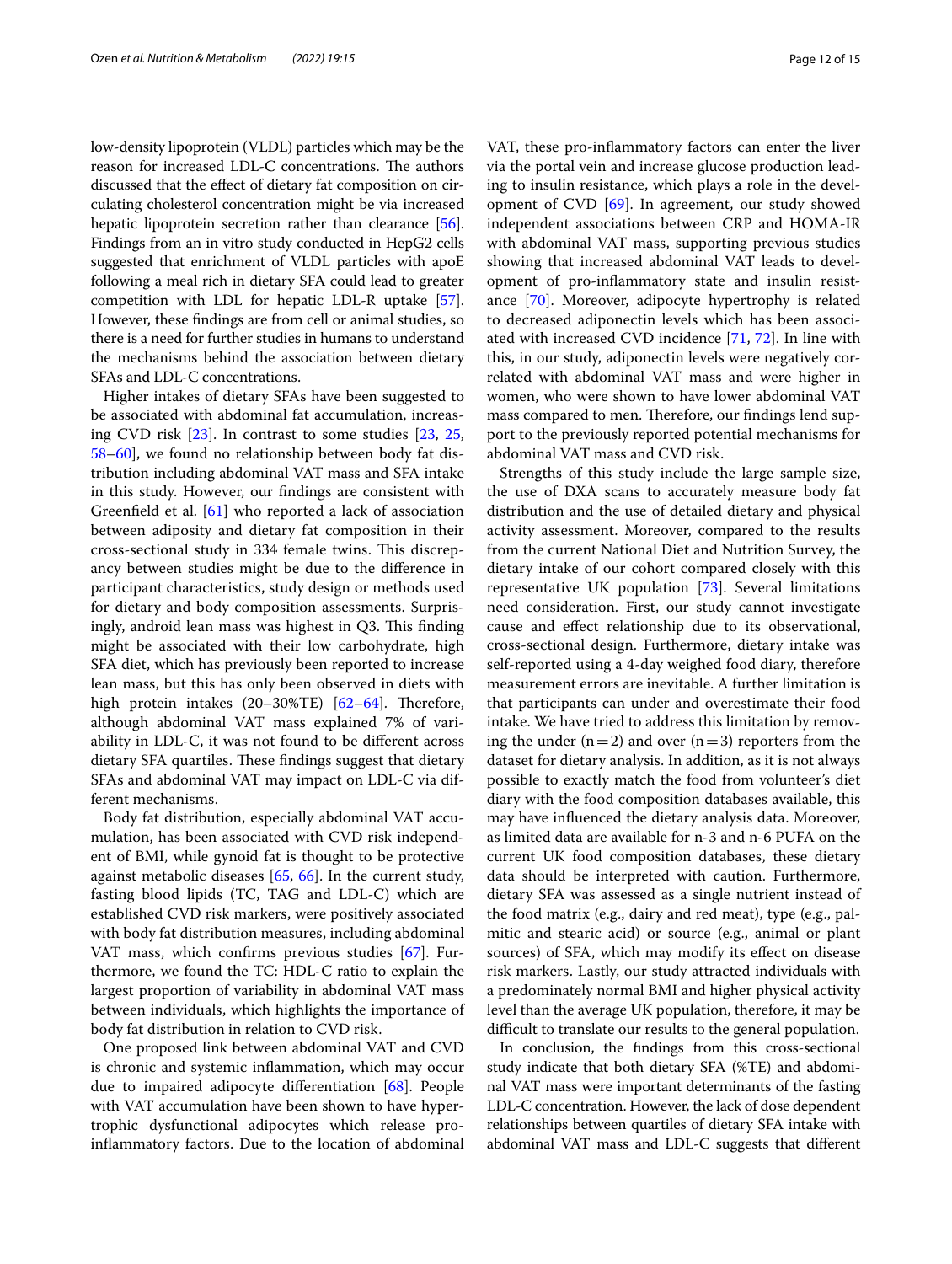low-density lipoprotein (VLDL) particles which may be the reason for increased LDL-C concentrations. The authors discussed that the effect of dietary fat composition on circulating cholesterol concentration might be via increased hepatic lipoprotein secretion rather than clearance [56]. Findings from an in vitro study conducted in HepG2 cells suggested that enrichment of VLDL particles with apoE following a meal rich in dietary SFA could lead to greater competition with LDL for hepatic LDL-R uptake [57]. However, these findings are from cell or animal studies, so there is a need for further studies in humans to understand the mechanisms behind the association between dietary SFAs and LDL-C concentrations.

Higher intakes of dietary SFAs have been suggested to be associated with abdominal fat accumulation, increasing CVD risk [23]. In contrast to some studies [23, 25, 58–60], we found no relationship between body fat distribution including abdominal VAT mass and SFA intake in this study. However, our findings are consistent with Greenfield et al. [61] who reported a lack of association between adiposity and dietary fat composition in their cross-sectional study in 334 female twins. This discrepancy between studies might be due to the difference in participant characteristics, study design or methods used for dietary and body composition assessments. Surprisingly, android lean mass was highest in Q3. This finding might be associated with their low carbohydrate, high SFA diet, which has previously been reported to increase lean mass, but this has only been observed in diets with high protein intakes (20–30%TE) [62–64]. Therefore, although abdominal VAT mass explained 7% of variability in LDL-C, it was not found to be different across dietary SFA quartiles. These findings suggest that dietary SFAs and abdominal VAT may impact on LDL-C via different mechanisms.

Body fat distribution, especially abdominal VAT accumulation, has been associated with CVD risk independent of BMI, while gynoid fat is thought to be protective against metabolic diseases [65, 66]. In the current study, fasting blood lipids (TC, TAG and LDL-C) which are established CVD risk markers, were positively associated with body fat distribution measures, including abdominal VAT mass, which confirms previous studies [67]. Furthermore, we found the TC: HDL-C ratio to explain the largest proportion of variability in abdominal VAT mass between individuals, which highlights the importance of body fat distribution in relation to CVD risk.

One proposed link between abdominal VAT and CVD is chronic and systemic inflammation, which may occur due to impaired adipocyte differentiation [68]. People with VAT accumulation have been shown to have hypertrophic dysfunctional adipocytes which release pro-inflammatory factors. Due to the location of abdominal VAT, these pro-inflammatory factors can enter the liver via the portal vein and increase glucose production leading to insulin resistance, which plays a role in the development of CVD [69]. In agreement, our study showed independent associations between CRP and HOMA-IR with abdominal VAT mass, supporting previous studies showing that increased abdominal VAT leads to development of pro-inflammatory state and insulin resistance [70]. Moreover, adipocyte hypertrophy is related to decreased adiponectin levels which has been associated with increased CVD incidence [71, 72]. In line with this, in our study, adiponectin levels were negatively correlated with abdominal VAT mass and were higher in women, who were shown to have lower abdominal VAT mass compared to men. Therefore, our findings lend support to the previously reported potential mechanisms for abdominal VAT mass and CVD risk.

Strengths of this study include the large sample size, the use of DXA scans to accurately measure body fat distribution and the use of detailed dietary and physical activity assessment. Moreover, compared to the results from the current National Diet and Nutrition Survey, the dietary intake of our cohort compared closely with this representative UK population [73]. Several limitations need consideration. First, our study cannot investigate cause and effect relationship due to its observational, cross-sectional design. Furthermore, dietary intake was self-reported using a 4-day weighed food diary, therefore measurement errors are inevitable. A further limitation is that participants can under and overestimate their food intake. We have tried to address this limitation by removing the under (n = 2) and over (n = 3) reporters from the dataset for dietary analysis. In addition, as it is not always possible to exactly match the food from volunteer's diet diary with the food composition databases available, this may have influenced the dietary analysis data. Moreover, as limited data are available for n-3 and n-6 PUFA on the current UK food composition databases, these dietary data should be interpreted with caution. Furthermore, dietary SFA was assessed as a single nutrient instead of the food matrix (e.g., dairy and red meat), type (e.g., palmitic and stearic acid) or source (e.g., animal or plant sources) of SFA, which may modify its effect on disease risk markers. Lastly, our study attracted individuals with a predominately normal BMI and higher physical activity level than the average UK population, therefore, it may be difficult to translate our results to the general population.

In conclusion, the findings from this cross-sectional study indicate that both dietary SFA (%TE) and abdominal VAT mass were important determinants of the fasting LDL-C concentration. However, the lack of dose dependent relationships between quartiles of dietary SFA intake with abdominal VAT mass and LDL-C suggests that different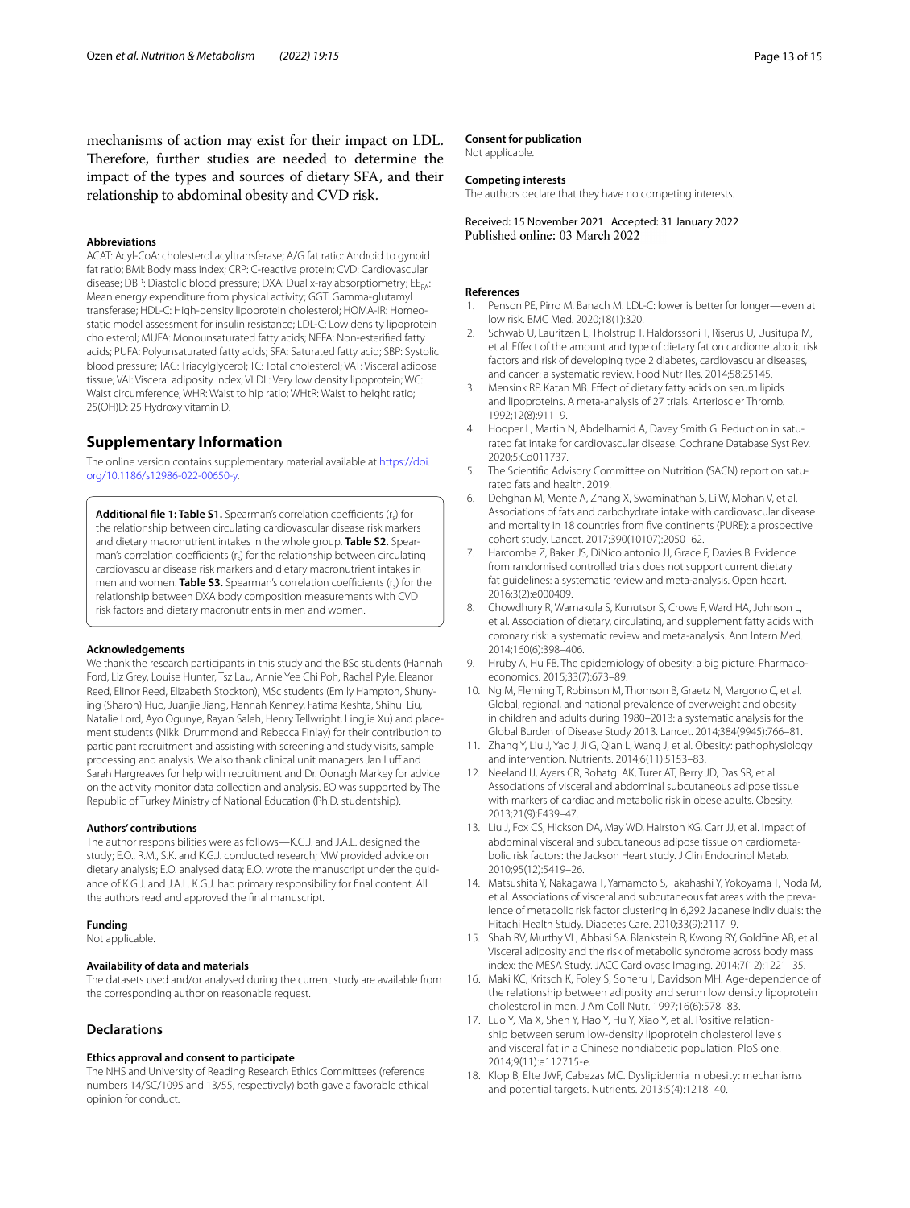mechanisms of action may exist for their impact on LDL. Therefore, further studies are needed to determine the impact of the types and sources of dietary SFA, and their relationship to abdominal obesity and CVD risk.

#### Abbreviations

ACAT: Acyl-CoA: cholesterol acyltransferase; A/G fat ratio: Android to gynoid fat ratio; BMI: Body mass index; CRP: C-reactive protein; CVD: Cardiovascular disease; DBP: Diastolic blood pressure; DXA: Dual x-ray absorptiometry; $EE_{PA}$: Mean energy expenditure from physical activity; GGT: Gamma-glutamyl transferase; HDL-C: High-density lipoprotein cholesterol; HOMA-IR: Homeostatic model assessment for insulin resistance; LDL-C: Low density lipoprotein cholesterol; MUFA: Monounsaturated fatty acids; NEFA: Non-esterified fatty acids; PUFA: Polyunsaturated fatty acids; SFA: Saturated fatty acid; SBP: Systolic blood pressure; TAG: Triacylglycerol; TC: Total cholesterol; VAT: Visceral adipose tissue; VAI: Visceral adiposity index; VLDL: Very low density lipoprotein; WC: Waist circumference; WHR: Waist to hip ratio; WHtR: Waist to height ratio; 25(OH)D: 25 Hydroxy vitamin D.

## Supplementary Information

The online version contains supplementary material available at https://doi.org/10.1186/s12986-022-00650-y.

**Additional file 1: Table S1.** Spearman's correlation coefficients ($r_s$) for the relationship between circulating cardiovascular disease risk markers and dietary macronutrient intakes in the whole group. **Table S2.** Spearman's correlation coefficients ($r_s$) for the relationship between circulating cardiovascular disease risk markers and dietary macronutrient intakes in men and women. **Table S3.** Spearman's correlation coefficients ($r_s$) for the relationship between DXA body composition measurements with CVD risk factors and dietary macronutrients in men and women.

#### Acknowledgements

We thank the research participants in this study and the BSc students (Hannah Ford, Liz Grey, Louise Hunter, Tsz Lau, Annie Yee Chi Poh, Rachel Pyle, Eleanor Reed, Elinor Reed, Elizabeth Stockton), MSc students (Emily Hampton, Shunying (Sharon) Huo, Juanjie Jiang, Hannah Kenney, Fatima Keshta, Shihui Liu, Natalie Lord, Ayo Ogunye, Rayan Saleh, Henry Tellwright, Lingjie Xu) and placement students (Nikki Drummond and Rebecca Finlay) for their contribution to participant recruitment and screening and study visits, sample processing and analysis. We also thank clinical unit managers Jan Luff and Sarah Hargreaves for help with recruitment and Dr. Oonagh Markey for advice on the activity monitor data collection and analysis. EO was supported by The Republic of Turkey Ministry of National Education (Ph.D. studentship).

#### Authors' contributions

The author responsibilities were as follows—K.G.J. and J.A.L. designed the study; E.O., R.M., S.K. and K.G.J. conducted research; MW provided advice on dietary analysis; E.O. analysed data; E.O. wrote the manuscript under the guidance of K.G.J. and J.A.L. K.G.J. had primary responsibility for final content. All the authors read and approved the final manuscript.

#### Funding

Not applicable.

#### Availability of data and materials

The datasets used and/or analysed during the current study are available from the corresponding author on reasonable request.

## Declarations

#### Ethics approval and consent to participate

The NHS and University of Reading Research Ethics Committees (reference numbers 14/SC/1095 and 13/55, respectively) both gave a favorable ethical opinion for conduct.

#### Consent for publication

Not applicable.

#### Competing interests

The authors declare that they have no competing interests.

Received: 15 November 2021 Accepted: 31 January 2022
Published online: 03 March 2022

#### References

1. Penson PE, Pirro M, Banach M. LDL-C: lower is better for longer—even at low risk. BMC Med. 2020;18(1):320.
2. Schwab U, Lauritzen L, Tholstrup T, Haldorssoni T, Riserus U, Uusitupa M, et al. Effect of the amount and type of dietary fat on cardiometabolic risk factors and risk of developing type 2 diabetes, cardiovascular diseases, and cancer: a systematic review. Food Nutr Res. 2014;58:25145.
3. Mensink RP, Katan MB. Effect of dietary fatty acids on serum lipids and lipoproteins. A meta-analysis of 27 trials. Arterioscler Thromb. 1992;12(8):911–9.
4. Hooper L, Martin N, Abdelhamid A, Davey Smith G. Reduction in saturated fat intake for cardiovascular disease. Cochrane Database Syst Rev. 2020;5:Cd011737.
5. The Scientific Advisory Committee on Nutrition (SACN) report on saturated fats and health. 2019.
6. Dehghan M, Mente A, Zhang X, Swaminathan S, Li W, Mohan V, et al. Associations of fats and carbohydrate intake with cardiovascular disease and mortality in 18 countries from five continents (PURE): a prospective cohort study. Lancet. 2017;390(10107):2050–62.
7. Harcombe Z, Baker JS, DiNicolantonio JJ, Grace F, Davies B. Evidence from randomised controlled trials does not support current dietary fat guidelines: a systematic review and meta-analysis. Open heart. 2016;3(2):e000409.
8. Chowdhury R, Warnakula S, Kunutsor S, Crowe F, Ward HA, Johnson L, et al. Association of dietary, circulating, and supplement fatty acids with coronary risk: a systematic review and meta-analysis. Ann Intern Med. 2014;160(6):398–406.
9. Hruby A, Hu FB. The epidemiology of obesity: a big picture. Pharmacoeconomics. 2015;33(7):673–89.
10. Ng M, Fleming T, Robinson M, Thomson B, Graetz N, Margono C, et al. Global, regional, and national prevalence of overweight and obesity in children and adults during 1980–2013: a systematic analysis for the Global Burden of Disease Study 2013. Lancet. 2014;384(9945):766–81.
11. Zhang Y, Liu J, Yao J, Ji G, Qian L, Wang J, et al. Obesity: pathophysiology and intervention. Nutrients. 2014;6(11):5153–83.
12. Neeland IJ, Ayers CR, Rohatgi AK, Turer AT, Berry JD, Das SR, et al. Associations of visceral and abdominal subcutaneous adipose tissue with markers of cardiac and metabolic risk in obese adults. Obesity. 2013;21(9):E439–47.
13. Liu J, Fox CS, Hickson DA, May WD, Hairston KG, Carr JJ, et al. Impact of abdominal visceral and subcutaneous adipose tissue on cardiometabolic risk factors: the Jackson Heart study. J Clin Endocrinol Metab. 2010;95(12):5419–26.
14. Matsushita Y, Nakagawa T, Yamamoto S, Takahashi Y, Yokoyama T, Noda M, et al. Associations of visceral and subcutaneous fat areas with the prevalence of metabolic risk factor clustering in 6,292 Japanese individuals: the Hitachi Health Study. Diabetes Care. 2010;33(9):2117–9.
15. Shah RV, Murthy VL, Abbasi SA, Blankstein R, Kwong RY, Goldfine AB, et al. Visceral adiposity and the risk of metabolic syndrome across body mass index: the MESA Study. JACC Cardiovasc Imaging. 2014;7(12):1221–35.
16. Maki KC, Kritsch K, Foley S, Soneru I, Davidson MH. Age-dependence of the relationship between adiposity and serum low density lipoprotein cholesterol in men. J Am Coll Nutr. 1997;16(6):578–83.
17. Luo Y, Ma X, Shen Y, Hao Y, Hu Y, Xiao Y, et al. Positive relationship between serum low-density lipoprotein cholesterol levels and visceral fat in a Chinese nondiabetic population. PloS one. 2014;9(11):e112715-e.
18. Klop B, Elte JWF, Cabezas MC. Dyslipidemia in obesity: mechanisms and potential targets. Nutrients. 2013;5(4):1218–40.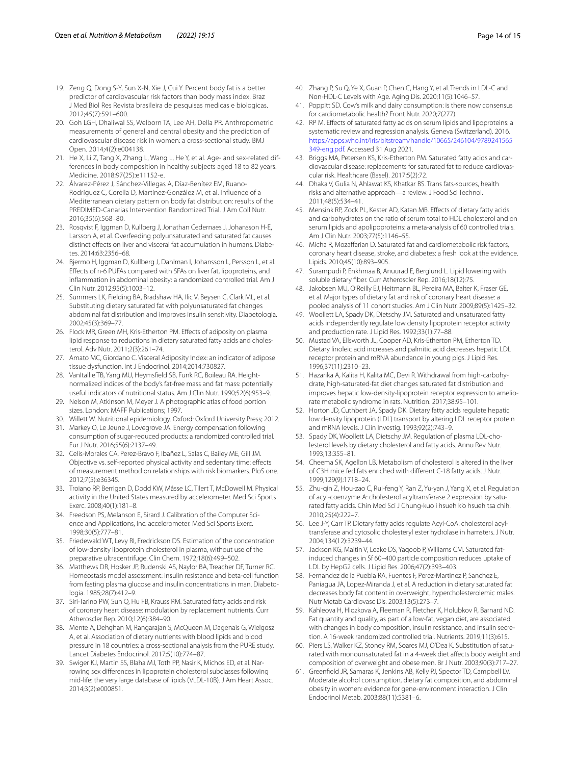19. Zeng Q, Dong S-Y, Sun X-N, Xie J, Cui Y. Percent body fat is a better predictor of cardiovascular risk factors than body mass index. Braz J Med Biol Res Revista brasileira de pesquisas medicas e biologicas. 2012;45(7):591–600.
20. Goh LGH, Dhaliwal SS, Welborn TA, Lee AH, Della PR. Anthropometric measurements of general and central obesity and the prediction of cardiovascular disease risk in women: a cross-sectional study. BMJ Open. 2014;4(2):e004138.
21. He X, Li Z, Tang X, Zhang L, Wang L, He Y, et al. Age- and sex-related differences in body composition in healthy subjects aged 18 to 82 years. Medicine. 2018;97(25):e11152-e.
22. Álvarez-Pérez J, Sánchez-Villegas A, Díaz-Benítez EM, Ruano-Rodríguez C, Corella D, Martínez-González M, et al. Influence of a Mediterranean dietary pattern on body fat distribution: results of the PREDIMED-Canarias Intervention Randomized Trial. J Am Coll Nutr. 2016;35(6):568–80.
23. Rosqvist F, Iggman D, Kullberg J, Jonathan Cedernaes J, Johansson H-E, Larsson A, et al. Overfeeding polyunsaturated and saturated fat causes distinct effects on liver and visceral fat accumulation in humans. Diabetes. 2014;63:2356–68.
24. Bjermo H, Iggman D, Kullberg J, Dahlman I, Johansson L, Persson L, et al. Effects of n-6 PUFAs compared with SFAs on liver fat, lipoproteins, and inflammation in abdominal obesity: a randomized controlled trial. Am J Clin Nutr. 2012;95(5):1003–12.
25. Summers LK, Fielding BA, Bradshaw HA, Ilic V, Beysen C, Clark ML, et al. Substituting dietary saturated fat with polyunsaturated fat changes abdominal fat distribution and improves insulin sensitivity. Diabetologia. 2002;45(3):369–77.
26. Flock MR, Green MH, Kris-Etherton PM. Effects of adiposity on plasma lipid response to reductions in dietary saturated fatty acids and cholesterol. Adv Nutr. 2011;2(3):261–74.
27. Amato MC, Giordano C. Visceral Adiposity Index: an indicator of adipose tissue dysfunction. Int J Endocrinol. 2014;2014:730827.
28. VanItallie TB, Yang MU, Heymsfield SB, Funk RC, Boileau RA. Height-normalized indices of the body's fat-free mass and fat mass: potentially useful indicators of nutritional status. Am J Clin Nutr. 1990;52(6):953–9.
29. Nelson M, Atkinson M, Meyer J. A photographic atlas of food portion sizes. London: MAFF Publications; 1997.
30. Willett W. Nutritional epidemiology. Oxford: Oxford University Press; 2012.
31. Markey O, Le Jeune J, Lovegrove JA. Energy compensation following consumption of sugar-reduced products: a randomized controlled trial. Eur J Nutr. 2016;55(6):2137–49.
32. Celis-Morales CA, Perez-Bravo F, Ibañez L, Salas C, Bailey ME, Gill JM. Objective vs. self-reported physical activity and sedentary time: effects of measurement method on relationships with risk biomarkers. PloS one. 2012;7(5):e36345.
33. Troiano RP, Berrigan D, Dodd KW, Mâsse LC, Tilert T, McDowell M. Physical activity in the United States measured by accelerometer. Med Sci Sports Exerc. 2008;40(1):181–8.
34. Freedson PS, Melanson E, Sirard J. Calibration of the Computer Science and Applications, Inc. accelerometer. Med Sci Sports Exerc. 1998;30(5):777–81.
35. Friedewald WT, Levy RI, Fredrickson DS. Estimation of the concentration of low-density lipoprotein cholesterol in plasma, without use of the preparative ultracentrifuge. Clin Chem. 1972;18(6):499–502.
36. Matthews DR, Hosker JP, Rudenski AS, Naylor BA, Treacher DF, Turner RC. Homeostasis model assessment: insulin resistance and beta-cell function from fasting plasma glucose and insulin concentrations in man. Diabetologia. 1985;28(7):412–9.
37. Siri-Tarino PW, Sun Q, Hu FB, Krauss RM. Saturated fatty acids and risk of coronary heart disease: modulation by replacement nutrients. Curr Atheroscler Rep. 2010;12(6):384–90.
38. Mente A, Dehghan M, Rangarajan S, McQueen M, Dagenais G, Wielgosz A, et al. Association of dietary nutrients with blood lipids and blood pressure in 18 countries: a cross-sectional analysis from the PURE study. Lancet Diabetes Endocrinol. 2017;5(10):774–87.
39. Swiger KJ, Martin SS, Blaha MJ, Toth PP, Nasir K, Michos ED, et al. Narrowing sex differences in lipoprotein cholesterol subclasses following mid-life: the very large database of lipids (VLDL-10B). J Am Heart Assoc. 2014;3(2):e000851.
40. Zhang P, Su Q, Ye X, Guan P, Chen C, Hang Y, et al. Trends in LDL-C and Non-HDL-C Levels with Age. Aging Dis. 2020;11(5):1046–57.
41. Poppitt SD. Cow's milk and dairy consumption: is there now consensus for cardiometabolic health? Front Nutr. 2020;7(277).
42. RP M. Effects of saturated fatty acids on serum lipids and lipoproteins: a systematic review and regression analysis. Geneva (Switzerland). 2016. https://apps.who.int/iris/bitstream/handle/10665/246104/9789241565349-eng.pdf. Accessed 31 Aug 2021.
43. Briggs MA, Petersen KS, Kris-Etherton PM. Saturated fatty acids and cardiovascular disease: replacements for saturated fat to reduce cardiovascular risk. Healthcare (Basel). 2017;5(2):72.
44. Dhaka V, Gulia N, Ahlawat KS, Khatkar BS. Trans fats-sources, health risks and alternative approach—a review. J Food Sci Technol. 2011;48(5):534–41.
45. Mensink RP, Zock PL, Kester AD, Katan MB. Effects of dietary fatty acids and carbohydrates on the ratio of serum total to HDL cholesterol and on serum lipids and apolipoproteins: a meta-analysis of 60 controlled trials. Am J Clin Nutr. 2003;77(5):1146–55.
46. Micha R, Mozaffarian D. Saturated fat and cardiometabolic risk factors, coronary heart disease, stroke, and diabetes: a fresh look at the evidence. Lipids. 2010;45(10):893–905.
47. Surampudi P, Enkhmaa B, Anuurad E, Berglund L. Lipid lowering with soluble dietary fiber. Curr Atheroscler Rep. 2016;18(12):75.
48. Jakobsen MU, O'Reilly EJ, Heitmann BL, Pereira MA, Balter K, Fraser GE, et al. Major types of dietary fat and risk of coronary heart disease: a pooled analysis of 11 cohort studies. Am J Clin Nutr. 2009;89(5):1425–32.
49. Woollett LA, Spady DK, Dietschy JM. Saturated and unsaturated fatty acids independently regulate low density lipoprotein receptor activity and production rate. J Lipid Res. 1992;33(1):77–88.
50. Mustad VA, Ellsworth JL, Cooper AD, Kris-Etherton PM, Etherton TD. Dietary linoleic acid increases and palmitic acid decreases hepatic LDL receptor protein and mRNA abundance in young pigs. J Lipid Res. 1996;37(11):2310–23.
51. Hazarika A, Kalita H, Kalita MC, Devi R. Withdrawal from high-carbohydrate, high-saturated-fat diet changes saturated fat distribution and improves hepatic low-density-lipoprotein receptor expression to ameliorate metabolic syndrome in rats. Nutrition. 2017;38:95–101.
52. Horton JD, Cuthbert JA, Spady DK. Dietary fatty acids regulate hepatic low density lipoprotein (LDL) transport by altering LDL receptor protein and mRNA levels. J Clin Investig. 1993;92(2):743–9.
53. Spady DK, Woollett LA, Dietschy JM. Regulation of plasma LDL-cholesterol levels by dietary cholesterol and fatty acids. Annu Rev Nutr. 1993;13:355–81.
54. Cheema SK, Agellon LB. Metabolism of cholesterol is altered in the liver of C3H mice fed fats enriched with different C-18 fatty acids. J Nutr. 1999;129(9):1718–24.
55. Zhu-qin Z, Hou-zao C, Rui-feng Y, Ran Z, Yu-yan J, Yang X, et al. Regulation of acyl-coenzyme A: cholesterol acyltransferase 2 expression by saturated fatty acids. Chin Med Sci J Chung-kuo i hsueh k'o hsueh tsa chih. 2010;25(4):222–7.
56. Lee J-Y, Carr TP. Dietary fatty acids regulate Acyl-CoA: cholesterol acyltransferase and cytosolic cholesteryl ester hydrolase in hamsters. J Nutr. 2004;134(12):3239–44.
57. Jackson KG, Maitin V, Leake DS, Yaqoob P, Williams CM. Saturated fat-induced changes in Sf 60–400 particle composition reduces uptake of LDL by HepG2 cells. J Lipid Res. 2006;47(2):393–403.
58. Fernandez de la Puebla RA, Fuentes F, Perez-Martinez P, Sanchez E, Paniagua JA, Lopez-Miranda J, et al. A reduction in dietary saturated fat decreases body fat content in overweight, hypercholesterolemic males. Nutr Metab Cardiovasc Dis. 2003;13(5):273–7.
59. Kahleova H, Hlozkova A, Fleeman R, Fletcher K, Holubkov R, Barnard ND. Fat quantity and quality, as part of a low-fat, vegan diet, are associated with changes in body composition, insulin resistance, and insulin secretion. A 16-week randomized controlled trial. Nutrients. 2019;11(3):615.
60. Piers LS, Walker KZ, Stoney RM, Soares MJ, O'Dea K. Substitution of saturated with monounsaturated fat in a 4-week diet affects body weight and composition of overweight and obese men. Br J Nutr. 2003;90(3):717–27.
61. Greenfield JR, Samaras K, Jenkins AB, Kelly PJ, Spector TD, Campbell LV. Moderate alcohol consumption, dietary fat composition, and abdominal obesity in women: evidence for gene-environment interaction. J Clin Endocrinol Metab. 2003;88(11):5381–6.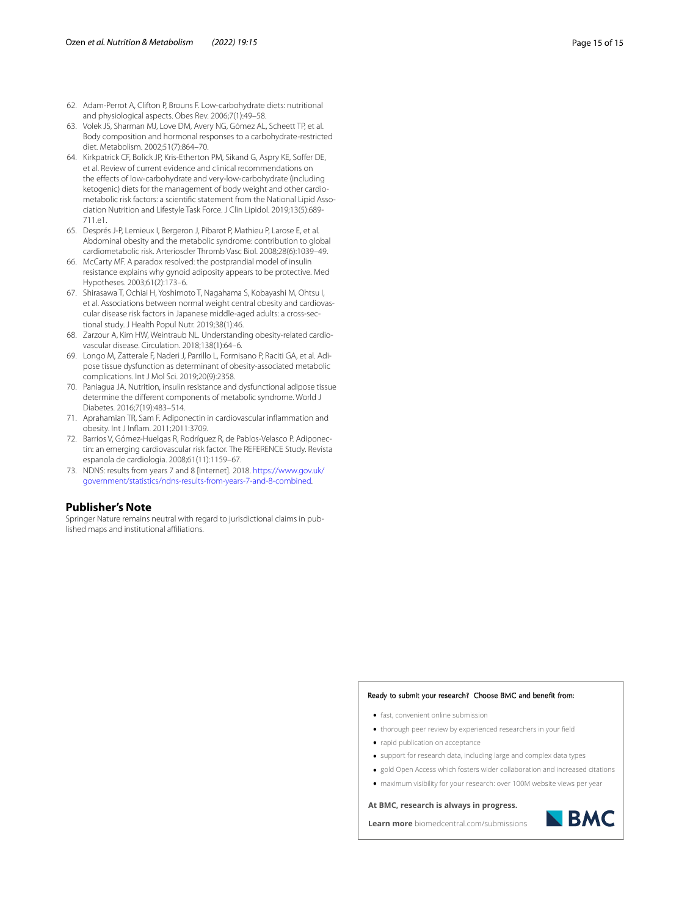62. Adam-Perrot A, Clifton P, Brouns F. Low-carbohydrate diets: nutritional and physiological aspects. Obes Rev. 2006;7(1):49–58.
63. Volek JS, Sharman MJ, Love DM, Avery NG, Gómez AL, Scheett TP, et al. Body composition and hormonal responses to a carbohydrate-restricted diet. Metabolism. 2002;51(7):864–70.
64. Kirkpatrick CF, Bolick JP, Kris-Etherton PM, Sikand G, Aspry KE, Soffer DE, et al. Review of current evidence and clinical recommendations on the effects of low-carbohydrate and very-low-carbohydrate (including ketogenic) diets for the management of body weight and other cardiometabolic risk factors: a scientific statement from the National Lipid Association Nutrition and Lifestyle Task Force. J Clin Lipidol. 2019;13(5):689-711.e1.
65. Després J-P, Lemieux I, Bergeron J, Pibarot P, Mathieu P, Larose E, et al. Abdominal obesity and the metabolic syndrome: contribution to global cardiometabolic risk. Arterioscler Thromb Vasc Biol. 2008;28(6):1039–49.
66. McCarty MF. A paradox resolved: the postprandial model of insulin resistance explains why gynoid adiposity appears to be protective. Med Hypotheses. 2003;61(2):173–6.
67. Shirasawa T, Ochiai H, Yoshimoto T, Nagahama S, Kobayashi M, Ohtsu I, et al. Associations between normal weight central obesity and cardiovascular disease risk factors in Japanese middle-aged adults: a cross-sectional study. J Health Popul Nutr. 2019;38(1):46.
68. Zarzour A, Kim HW, Weintraub NL. Understanding obesity-related cardiovascular disease. Circulation. 2018;138(1):64–6.
69. Longo M, Zatterale F, Naderi J, Parrillo L, Formisano P, Raciti GA, et al. Adipose tissue dysfunction as determinant of obesity-associated metabolic complications. Int J Mol Sci. 2019;20(9):2358.
70. Paniagua JA. Nutrition, insulin resistance and dysfunctional adipose tissue determine the different components of metabolic syndrome. World J Diabetes. 2016;7(19):483–514.
71. Aprahamian TR, Sam F. Adiponectin in cardiovascular inflammation and obesity. Int J Inflam. 2011;2011:3709.
72. Barrios V, Gómez-Huelgas R, Rodríguez R, de Pablos-Velasco P. Adiponectin: an emerging cardiovascular risk factor. The REFERENCE Study. Revista espanola de cardiologia. 2008;61(11):1159–67.
73. NDNS: results from years 7 and 8 [Internet]. 2018. https://www.gov.uk/government/statistics/ndns-results-from-years-7-and-8-combined.

## Publisher's Note

Springer Nature remains neutral with regard to jurisdictional claims in published maps and institutional affiliations.

Ready to submit your research? Choose BMC and benefit from:

- fast, convenient online submission
- thorough peer review by experienced researchers in your field
- rapid publication on acceptance
- support for research data, including large and complex data types
- gold Open Access which fosters wider collaboration and increased citations
- maximum visibility for your research: over 100M website views per year

**At BMC, research is always in progress.**

**Learn more** biomedcentral.com/submissions